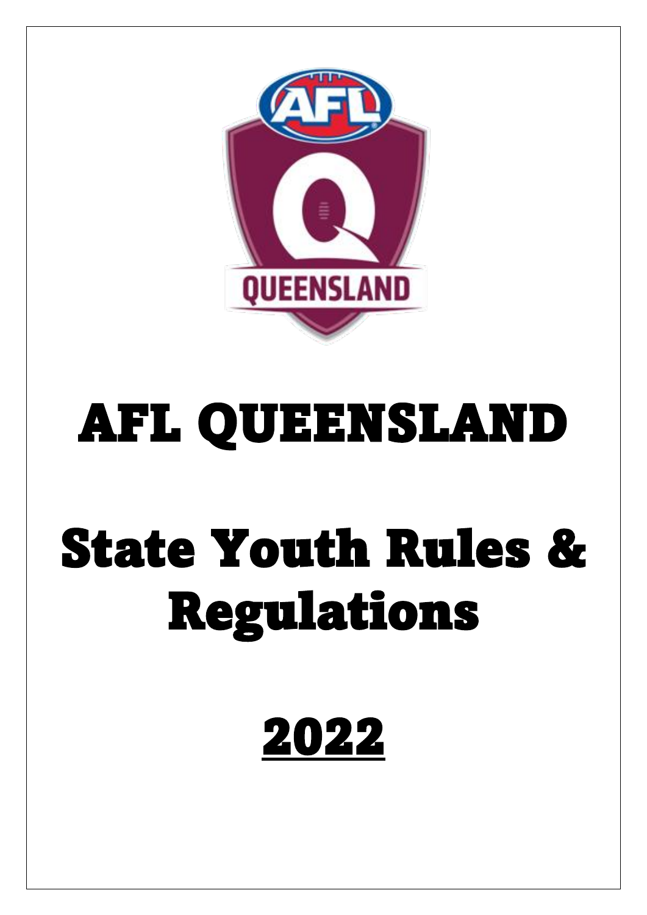# AFL QUEENSLAND

# State Youth Rules & Regulations

# 2022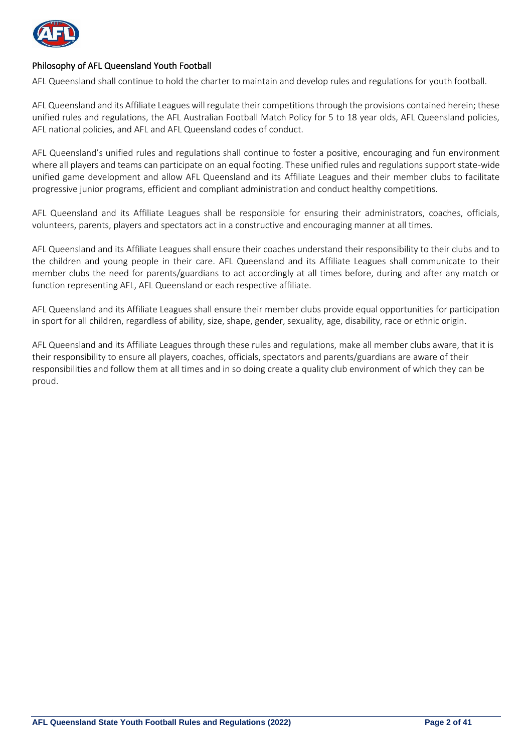## Philosophy of AFL Queensland Youth Football

AFL Queensland shall continue to hold the charter to maintain and develop rules and regulations for youth football.

AFL Queensland and its Affiliate Leagues will regulate their competitions through the provisions contained herein; these unified rules and regulations, the AFL Australian Football Match Policy for 5 to 18 year olds, AFL Queensland policies, AFL national policies, and AFL and AFL Queensland codes of conduct.

AFL Queensland's unified rules and regulations shall continue to foster a positive, encouraging and fun environment where all players and teams can participate on an equal footing. These unified rules and regulations support state-wide unified game development and allow AFL Queensland and its Affiliate Leagues and their member clubs to facilitate progressive junior programs, efficient and compliant administration and conduct healthy competitions.

AFL Queensland and its Affiliate Leagues shall be responsible for ensuring their administrators, coaches, officials, volunteers, parents, players and spectators act in a constructive and encouraging manner at all times.

AFL Queensland and its Affiliate Leagues shall ensure their coaches understand their responsibility to their clubs and to the children and young people in their care. AFL Queensland and its Affiliate Leagues shall communicate to their member clubs the need for parents/guardians to act accordingly at all times before, during and after any match or function representing AFL, AFL Queensland or each respective affiliate.

AFL Queensland and its Affiliate Leagues shall ensure their member clubs provide equal opportunities for participation in sport for all children, regardless of ability, size, shape, gender, sexuality, age, disability, race or ethnic origin.

AFL Queensland and its Affiliate Leagues through these rules and regulations, make all member clubs aware, that it is their responsibility to ensure all players, coaches, officials, spectators and parents/guardians are aware of their responsibilities and follow them at all times and in so doing create a quality club environment of which they can be proud.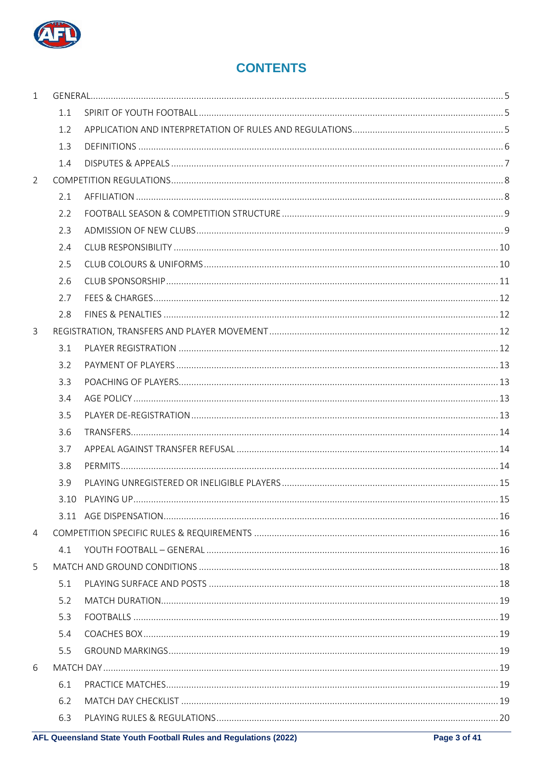# CONTENTS

| | | | |
|---|---|---|---|
| 1 | GENERAL | | 5 |
| | 1.1 | SPIRIT OF YOUTH FOOTBALL | 5 |
| | 1.2 | APPLICATION AND INTERPRETATION OF RULES AND REGULATIONS | 5 |
| | 1.3 | DEFINITIONS | 6 |
| | 1.4 | DISPUTES & APPEALS | 7 |
| 2 | COMPETITION REGULATIONS | | 8 |
| | 2.1 | AFFILIATION | 8 |
| | 2.2 | FOOTBALL SEASON & COMPETITION STRUCTURE | 9 |
| | 2.3 | ADMISSION OF NEW CLUBS | 9 |
| | 2.4 | CLUB RESPONSIBILITY | 10 |
| | 2.5 | CLUB COLOURS & UNIFORMS | 10 |
| | 2.6 | CLUB SPONSORSHIP | 11 |
| | 2.7 | FEES & CHARGES | 12 |
| | 2.8 | FINES & PENALTIES | 12 |
| 3 | REGISTRATION, TRANSFERS AND PLAYER MOVEMENT | | 12 |
| | 3.1 | PLAYER REGISTRATION | 12 |
| | 3.2 | PAYMENT OF PLAYERS | 13 |
| | 3.3 | POACHING OF PLAYERS | 13 |
| | 3.4 | AGE POLICY | 13 |
| | 3.5 | PLAYER DE-REGISTRATION | 13 |
| | 3.6 | TRANSFERS | 14 |
| | 3.7 | APPEAL AGAINST TRANSFER REFUSAL | 14 |
| | 3.8 | PERMITS | 14 |
| | 3.9 | PLAYING UNREGISTERED OR INELIGIBLE PLAYERS | 15 |
| | 3.10 | PLAYING UP | 15 |
| | 3.11 | AGE DISPENSATION | 16 |
| 4 | COMPETITION SPECIFIC RULES & REQUIREMENTS | | 16 |
| | 4.1 | YOUTH FOOTBALL – GENERAL | 16 |
| 5 | MATCH AND GROUND CONDITIONS | | 18 |
| | 5.1 | PLAYING SURFACE AND POSTS | 18 |
| | 5.2 | MATCH DURATION | 19 |
| | 5.3 | FOOTBALLS | 19 |
| | 5.4 | COACHES BOX | 19 |
| | 5.5 | GROUND MARKINGS | 19 |
| 6 | MATCH DAY | | 19 |
| | 6.1 | PRACTICE MATCHES | 19 |
| | 6.2 | MATCH DAY CHECKLIST | 19 |
| | 6.3 | PLAYING RULES & REGULATIONS | 20 |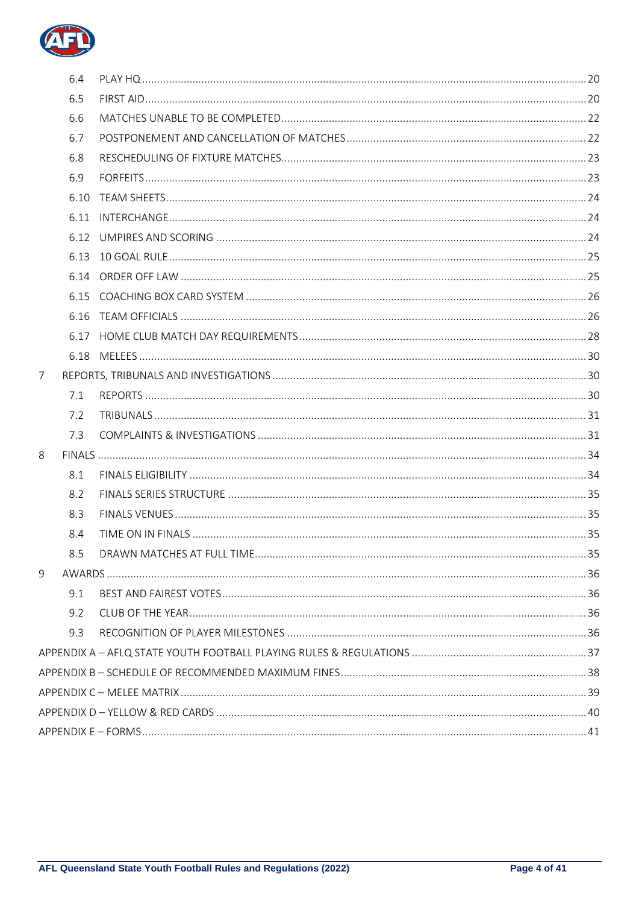| | | |
|---|---|---|
| 6.4 | PLAY HQ | 20 |
| 6.5 | FIRST AID | 20 |
| 6.6 | MATCHES UNABLE TO BE COMPLETED | 22 |
| 6.7 | POSTPONEMENT AND CANCELLATION OF MATCHES | 22 |
| 6.8 | RESCHEDULING OF FIXTURE MATCHES | 23 |
| 6.9 | FORFEITS | 23 |
| 6.10 | TEAM SHEETS | 24 |
| 6.11 | INTERCHANGE | 24 |
| 6.12 | UMPIRES AND SCORING | 24 |
| 6.13 | 10 GOAL RULE | 25 |
| 6.14 | ORDER OFF LAW | 25 |
| 6.15 | COACHING BOX CARD SYSTEM | 26 |
| 6.16 | TEAM OFFICIALS | 26 |
| 6.17 | HOME CLUB MATCH DAY REQUIREMENTS | 28 |
| 6.18 | MELEES | 30 |
| 7 | REPORTS, TRIBUNALS AND INVESTIGATIONS | 30 |
| 7.1 | REPORTS | 30 |
| 7.2 | TRIBUNALS | 31 |
| 7.3 | COMPLAINTS & INVESTIGATIONS | 31 |
| 8 | FINALS | 34 |
| 8.1 | FINALS ELIGIBILITY | 34 |
| 8.2 | FINALS SERIES STRUCTURE | 35 |
| 8.3 | FINALS VENUES | 35 |
| 8.4 | TIME ON IN FINALS | 35 |
| 8.5 | DRAWN MATCHES AT FULL TIME | 35 |
| 9 | AWARDS | 36 |
| 9.1 | BEST AND FAIREST VOTES | 36 |
| 9.2 | CLUB OF THE YEAR | 36 |
| 9.3 | RECOGNITION OF PLAYER MILESTONES | 36 |
| | APPENDIX A – AFLQ STATE YOUTH FOOTBALL PLAYING RULES & REGULATIONS | 37 |
| | APPENDIX B – SCHEDULE OF RECOMMENDED MAXIMUM FINES | 38 |
| | APPENDIX C – MELEE MATRIX | 39 |
| | APPENDIX D – YELLOW & RED CARDS | 40 |
| | APPENDIX E – FORMS | 41 |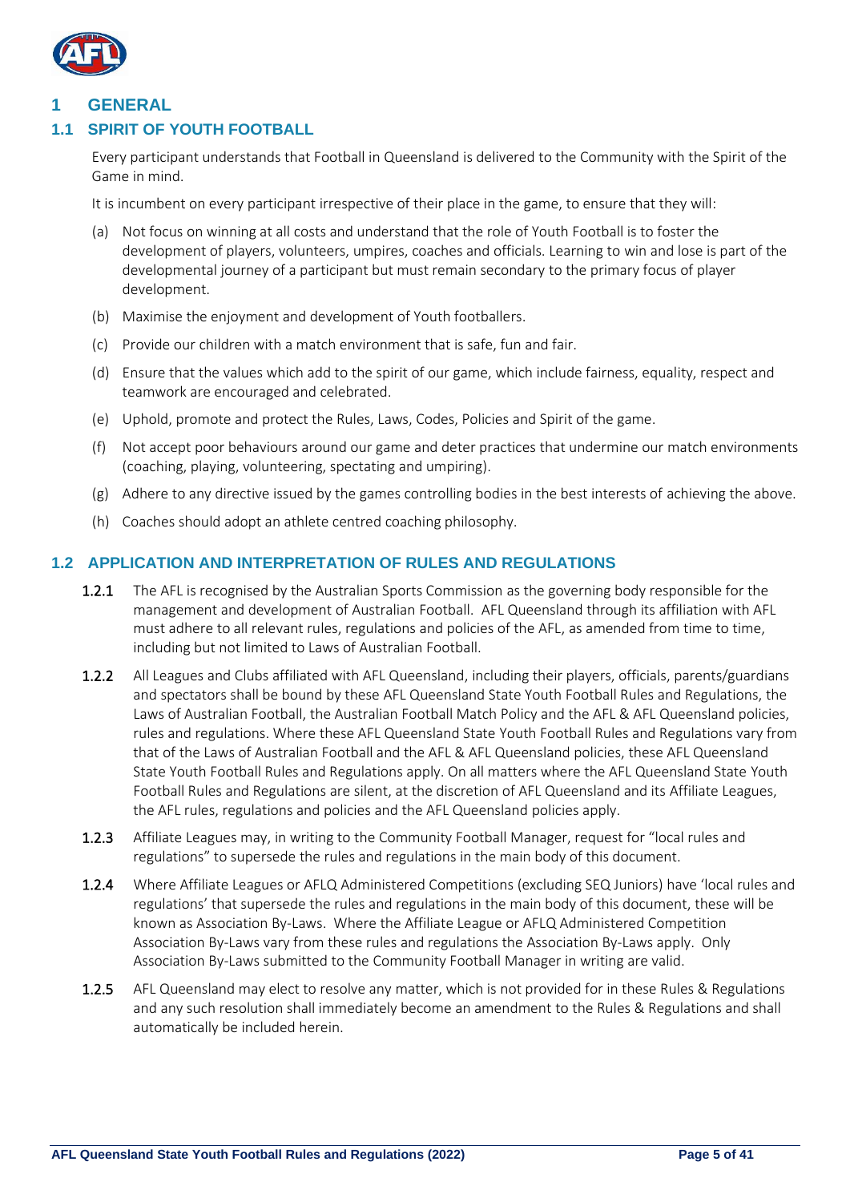# 1 GENERAL

## 1.1 SPIRIT OF YOUTH FOOTBALL

Every participant understands that Football in Queensland is delivered to the Community with the Spirit of the Game in mind.

It is incumbent on every participant irrespective of their place in the game, to ensure that they will:

(a) Not focus on winning at all costs and understand that the role of Youth Football is to foster the development of players, volunteers, umpires, coaches and officials. Learning to win and lose is part of the developmental journey of a participant but must remain secondary to the primary focus of player development.

(b) Maximise the enjoyment and development of Youth footballers.

(c) Provide our children with a match environment that is safe, fun and fair.

(d) Ensure that the values which add to the spirit of our game, which include fairness, equality, respect and teamwork are encouraged and celebrated.

(e) Uphold, promote and protect the Rules, Laws, Codes, Policies and Spirit of the game.

(f) Not accept poor behaviours around our game and deter practices that undermine our match environments (coaching, playing, volunteering, spectating and umpiring).

(g) Adhere to any directive issued by the games controlling bodies in the best interests of achieving the above.

(h) Coaches should adopt an athlete centred coaching philosophy.

## 1.2 APPLICATION AND INTERPRETATION OF RULES AND REGULATIONS

**1.2.1** The AFL is recognised by the Australian Sports Commission as the governing body responsible for the management and development of Australian Football. AFL Queensland through its affiliation with AFL must adhere to all relevant rules, regulations and policies of the AFL, as amended from time to time, including but not limited to Laws of Australian Football.

**1.2.2** All Leagues and Clubs affiliated with AFL Queensland, including their players, officials, parents/guardians and spectators shall be bound by these AFL Queensland State Youth Football Rules and Regulations, the Laws of Australian Football, the Australian Football Match Policy and the AFL & AFL Queensland policies, rules and regulations. Where these AFL Queensland State Youth Football Rules and Regulations vary from that of the Laws of Australian Football and the AFL & AFL Queensland policies, these AFL Queensland State Youth Football Rules and Regulations apply. On all matters where the AFL Queensland State Youth Football Rules and Regulations are silent, at the discretion of AFL Queensland and its Affiliate Leagues, the AFL rules, regulations and policies and the AFL Queensland policies apply.

**1.2.3** Affiliate Leagues may, in writing to the Community Football Manager, request for "local rules and regulations" to supersede the rules and regulations in the main body of this document.

**1.2.4** Where Affiliate Leagues or AFLQ Administered Competitions (excluding SEQ Juniors) have 'local rules and regulations' that supersede the rules and regulations in the main body of this document, these will be known as Association By-Laws. Where the Affiliate League or AFLQ Administered Competition Association By-Laws vary from these rules and regulations the Association By-Laws apply. Only Association By-Laws submitted to the Community Football Manager in writing are valid.

**1.2.5** AFL Queensland may elect to resolve any matter, which is not provided for in these Rules & Regulations and any such resolution shall immediately become an amendment to the Rules & Regulations and shall automatically be included herein.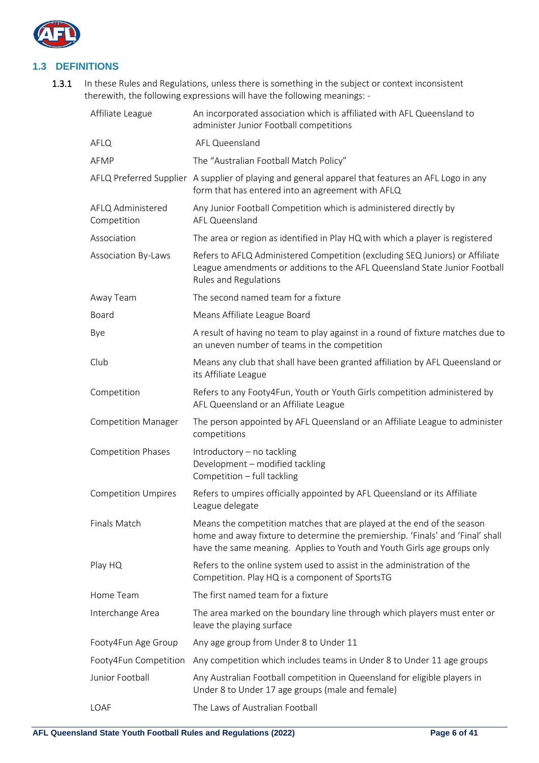## 1.3 DEFINITIONS

**1.3.1** In these Rules and Regulations, unless there is something in the subject or context inconsistent therewith, the following expressions will have the following meanings: -

| | |
|---|---|
| Affiliate League | An incorporated association which is affiliated with AFL Queensland to administer Junior Football competitions |
| AFLQ | AFL Queensland |
| AFMP | The "Australian Football Match Policy" |
| AFLQ Preferred Supplier | A supplier of playing and general apparel that features an AFL Logo in any form that has entered into an agreement with AFLQ |
| AFLQ Administered Competition | Any Junior Football Competition which is administered directly by AFL Queensland |
| Association | The area or region as identified in Play HQ with which a player is registered |
| Association By-Laws | Refers to AFLQ Administered Competition (excluding SEQ Juniors) or Affiliate League amendments or additions to the AFL Queensland State Junior Football Rules and Regulations |
| Away Team | The second named team for a fixture |
| Board | Means Affiliate League Board |
| Bye | A result of having no team to play against in a round of fixture matches due to an uneven number of teams in the competition |
| Club | Means any club that shall have been granted affiliation by AFL Queensland or its Affiliate League |
| Competition | Refers to any Footy4Fun, Youth or Youth Girls competition administered by AFL Queensland or an Affiliate League |
| Competition Manager | The person appointed by AFL Queensland or an Affiliate League to administer competitions |
| Competition Phases | Introductory – no tackling<br>Development – modified tackling<br>Competition – full tackling |
| Competition Umpires | Refers to umpires officially appointed by AFL Queensland or its Affiliate League delegate |
| Finals Match | Means the competition matches that are played at the end of the season home and away fixture to determine the premiership. 'Finals' and 'Final' shall have the same meaning. Applies to Youth and Youth Girls age groups only |
| Play HQ | Refers to the online system used to assist in the administration of the Competition. Play HQ is a component of SportsTG |
| Home Team | The first named team for a fixture |
| Interchange Area | The area marked on the boundary line through which players must enter or leave the playing surface |
| Footy4Fun Age Group | Any age group from Under 8 to Under 11 |
| Footy4Fun Competition | Any competition which includes teams in Under 8 to Under 11 age groups |
| Junior Football | Any Australian Football competition in Queensland for eligible players in Under 8 to Under 17 age groups (male and female) |
| LOAF | The Laws of Australian Football |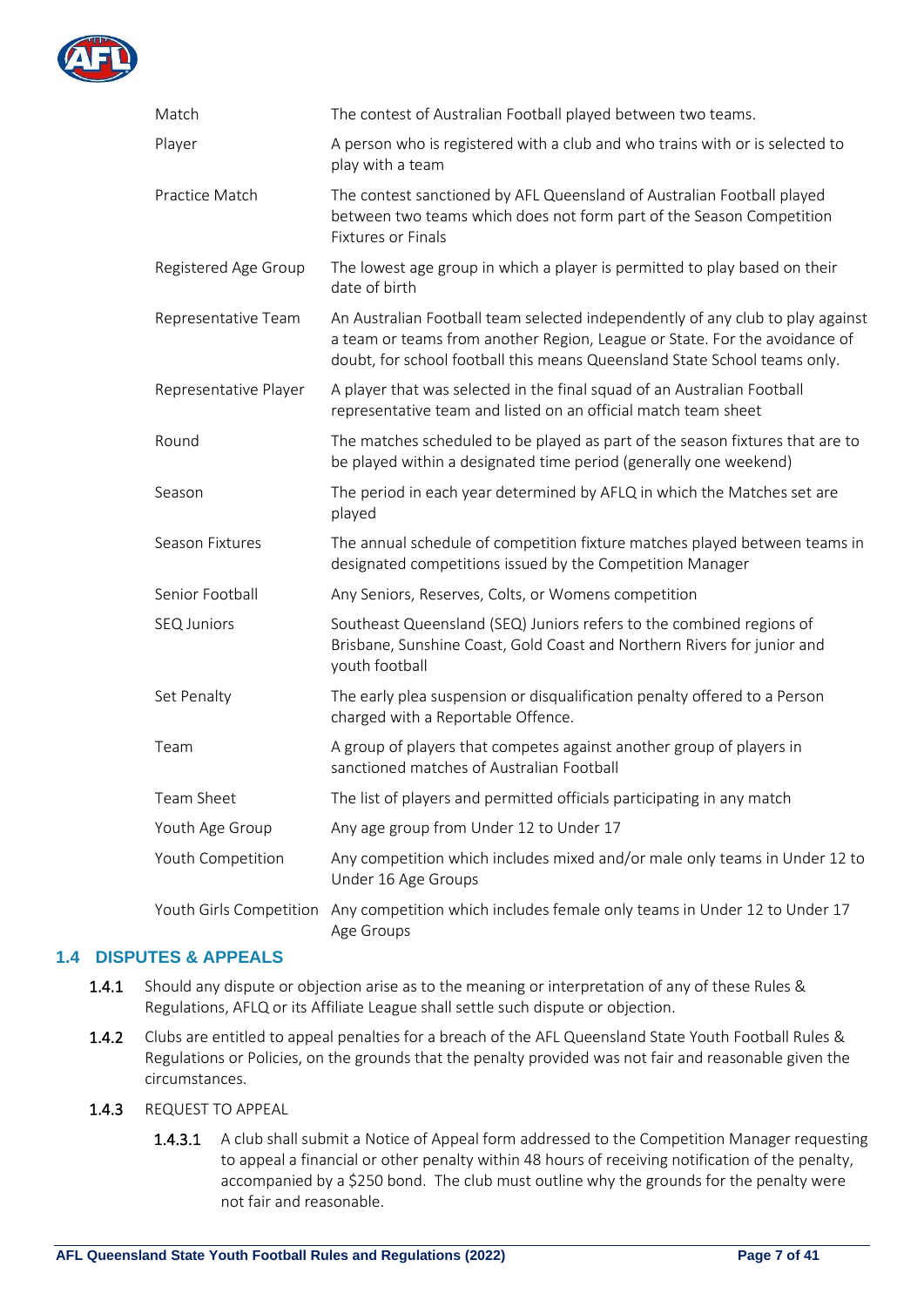| | |
|---|---|
| Match | The contest of Australian Football played between two teams. |
| Player | A person who is registered with a club and who trains with or is selected to play with a team |
| Practice Match | The contest sanctioned by AFL Queensland of Australian Football played between two teams which does not form part of the Season Competition Fixtures or Finals |
| Registered Age Group | The lowest age group in which a player is permitted to play based on their date of birth |
| Representative Team | An Australian Football team selected independently of any club to play against a team or teams from another Region, League or State. For the avoidance of doubt, for school football this means Queensland State School teams only. |
| Representative Player | A player that was selected in the final squad of an Australian Football representative team and listed on an official match team sheet |
| Round | The matches scheduled to be played as part of the season fixtures that are to be played within a designated time period (generally one weekend) |
| Season | The period in each year determined by AFLQ in which the Matches set are played |
| Season Fixtures | The annual schedule of competition fixture matches played between teams in designated competitions issued by the Competition Manager |
| Senior Football | Any Seniors, Reserves, Colts, or Womens competition |
| SEQ Juniors | Southeast Queensland (SEQ) Juniors refers to the combined regions of Brisbane, Sunshine Coast, Gold Coast and Northern Rivers for junior and youth football |
| Set Penalty | The early plea suspension or disqualification penalty offered to a Person charged with a Reportable Offence. |
| Team | A group of players that competes against another group of players in sanctioned matches of Australian Football |
| Team Sheet | The list of players and permitted officials participating in any match |
| Youth Age Group | Any age group from Under 12 to Under 17 |
| Youth Competition | Any competition which includes mixed and/or male only teams in Under 12 to Under 16 Age Groups |
| Youth Girls Competition | Any competition which includes female only teams in Under 12 to Under 17 Age Groups |

## 1.4 DISPUTES & APPEALS

**1.4.1** Should any dispute or objection arise as to the meaning or interpretation of any of these Rules & Regulations, AFLQ or its Affiliate League shall settle such dispute or objection.

**1.4.2** Clubs are entitled to appeal penalties for a breach of the AFL Queensland State Youth Football Rules & Regulations or Policies, on the grounds that the penalty provided was not fair and reasonable given the circumstances.

**1.4.3** REQUEST TO APPEAL

**1.4.3.1** A club shall submit a Notice of Appeal form addressed to the Competition Manager requesting to appeal a financial or other penalty within 48 hours of receiving notification of the penalty, accompanied by a $250 bond. The club must outline why the grounds for the penalty were not fair and reasonable.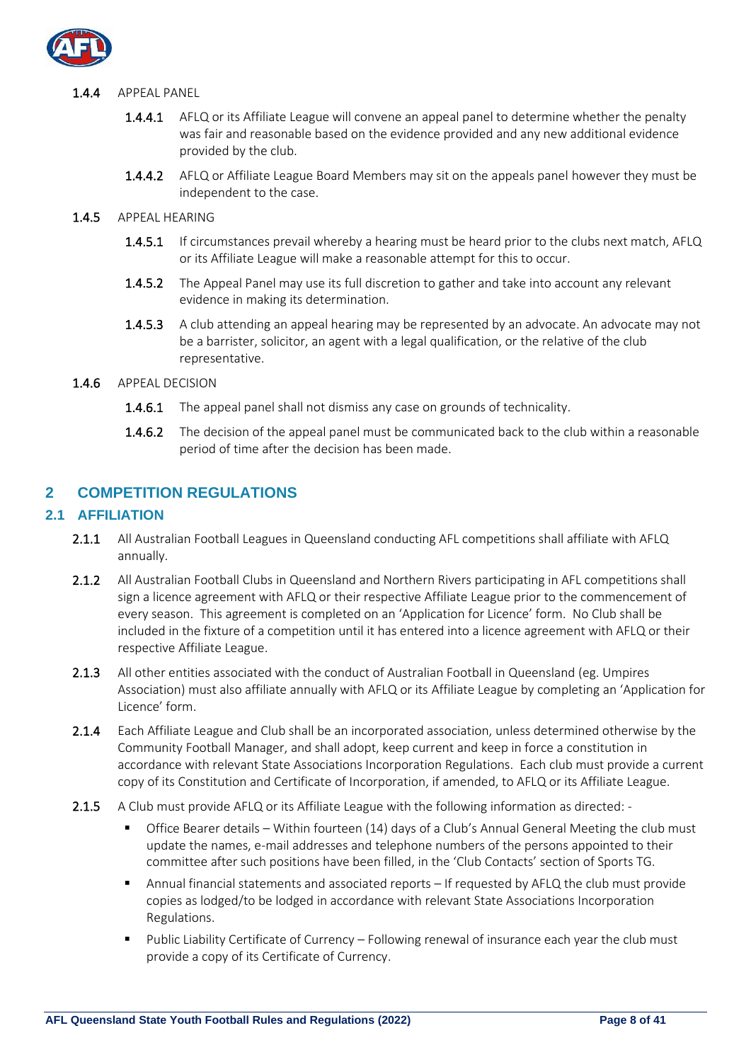### 1.4.4 APPEAL PANEL

**1.4.4.1** AFLQ or its Affiliate League will convene an appeal panel to determine whether the penalty was fair and reasonable based on the evidence provided and any new additional evidence provided by the club.

**1.4.4.2** AFLQ or Affiliate League Board Members may sit on the appeals panel however they must be independent to the case.

### 1.4.5 APPEAL HEARING

**1.4.5.1** If circumstances prevail whereby a hearing must be heard prior to the clubs next match, AFLQ or its Affiliate League will make a reasonable attempt for this to occur.

**1.4.5.2** The Appeal Panel may use its full discretion to gather and take into account any relevant evidence in making its determination.

**1.4.5.3** A club attending an appeal hearing may be represented by an advocate. An advocate may not be a barrister, solicitor, an agent with a legal qualification, or the relative of the club representative.

### 1.4.6 APPEAL DECISION

**1.4.6.1** The appeal panel shall not dismiss any case on grounds of technicality.

**1.4.6.2** The decision of the appeal panel must be communicated back to the club within a reasonable period of time after the decision has been made.

# 2 COMPETITION REGULATIONS

## 2.1 AFFILIATION

**2.1.1** All Australian Football Leagues in Queensland conducting AFL competitions shall affiliate with AFLQ annually.

**2.1.2** All Australian Football Clubs in Queensland and Northern Rivers participating in AFL competitions shall sign a licence agreement with AFLQ or their respective Affiliate League prior to the commencement of every season. This agreement is completed on an 'Application for Licence' form. No Club shall be included in the fixture of a competition until it has entered into a licence agreement with AFLQ or their respective Affiliate League.

**2.1.3** All other entities associated with the conduct of Australian Football in Queensland (eg. Umpires Association) must also affiliate annually with AFLQ or its Affiliate League by completing an 'Application for Licence' form.

**2.1.4** Each Affiliate League and Club shall be an incorporated association, unless determined otherwise by the Community Football Manager, and shall adopt, keep current and keep in force a constitution in accordance with relevant State Associations Incorporation Regulations. Each club must provide a current copy of its Constitution and Certificate of Incorporation, if amended, to AFLQ or its Affiliate League.

**2.1.5** A Club must provide AFLQ or its Affiliate League with the following information as directed: -

- Office Bearer details – Within fourteen (14) days of a Club's Annual General Meeting the club must update the names, e-mail addresses and telephone numbers of the persons appointed to their committee after such positions have been filled, in the 'Club Contacts' section of Sports TG.
- Annual financial statements and associated reports – If requested by AFLQ the club must provide copies as lodged/to be lodged in accordance with relevant State Associations Incorporation Regulations.
- Public Liability Certificate of Currency – Following renewal of insurance each year the club must provide a copy of its Certificate of Currency.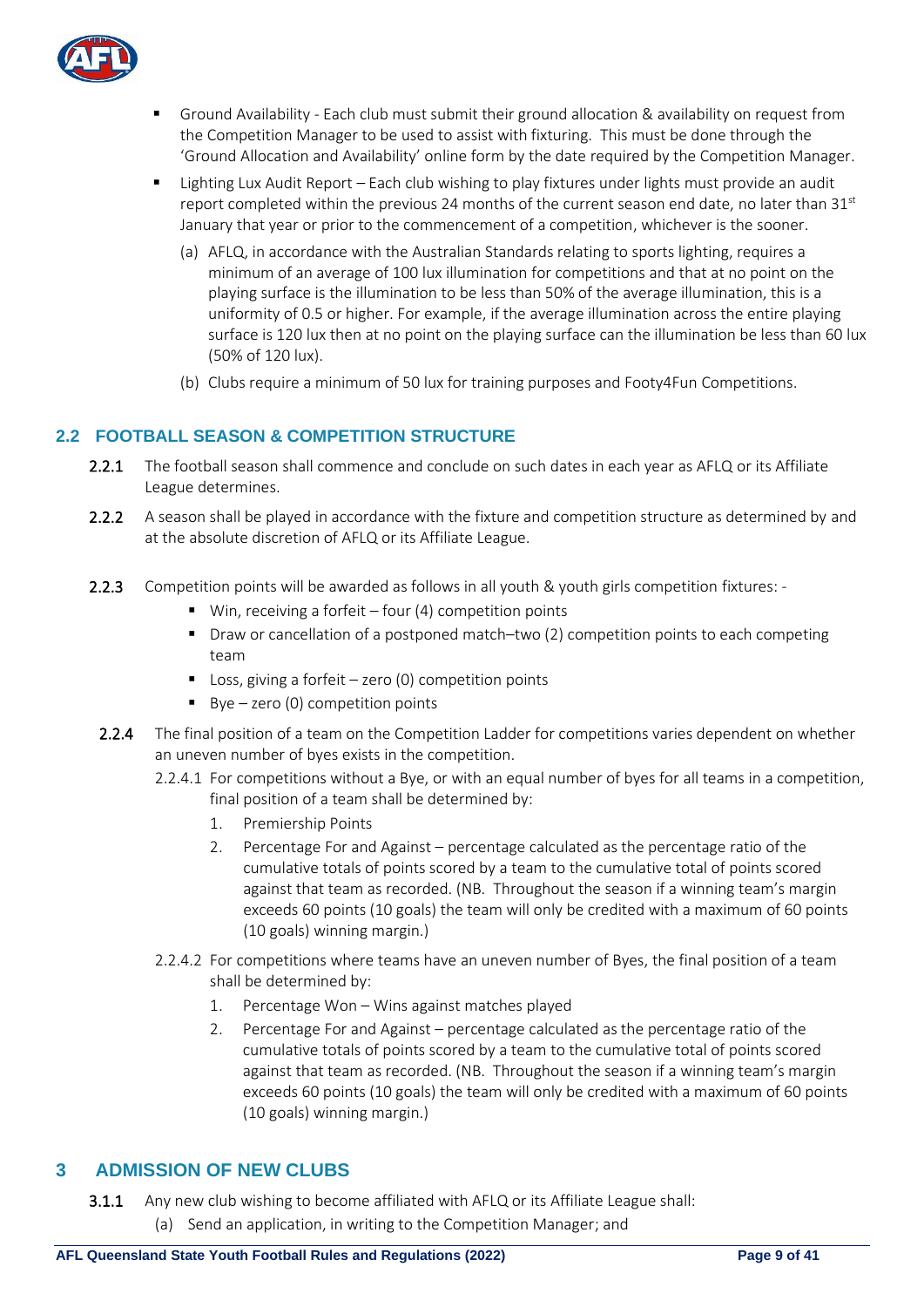- Ground Availability - Each club must submit their ground allocation & availability on request from the Competition Manager to be used to assist with fixturing. This must be done through the 'Ground Allocation and Availability' online form by the date required by the Competition Manager.
- Lighting Lux Audit Report – Each club wishing to play fixtures under lights must provide an audit report completed within the previous 24 months of the current season end date, no later than 31st January that year or prior to the commencement of a competition, whichever is the sooner.
  - (a) AFLQ, in accordance with the Australian Standards relating to sports lighting, requires a minimum of an average of 100 lux illumination for competitions and that at no point on the playing surface is the illumination to be less than 50% of the average illumination, this is a uniformity of 0.5 or higher. For example, if the average illumination across the entire playing surface is 120 lux then at no point on the playing surface can the illumination be less than 60 lux (50% of 120 lux).
  - (b) Clubs require a minimum of 50 lux for training purposes and Footy4Fun Competitions.

## 2.2 FOOTBALL SEASON & COMPETITION STRUCTURE

**2.2.1** The football season shall commence and conclude on such dates in each year as AFLQ or its Affiliate League determines.

**2.2.2** A season shall be played in accordance with the fixture and competition structure as determined by and at the absolute discretion of AFLQ or its Affiliate League.

**2.2.3** Competition points will be awarded as follows in all youth & youth girls competition fixtures: -

- Win, receiving a forfeit – four (4) competition points
- Draw or cancellation of a postponed match–two (2) competition points to each competing team
- Loss, giving a forfeit – zero (0) competition points
- Bye – zero (0) competition points

**2.2.4** The final position of a team on the Competition Ladder for competitions varies dependent on whether an uneven number of byes exists in the competition.

2.2.4.1 For competitions without a Bye, or with an equal number of byes for all teams in a competition, final position of a team shall be determined by:

1. Premiership Points
2. Percentage For and Against – percentage calculated as the percentage ratio of the cumulative totals of points scored by a team to the cumulative total of points scored against that team as recorded. (NB. Throughout the season if a winning team's margin exceeds 60 points (10 goals) the team will only be credited with a maximum of 60 points (10 goals) winning margin.)

2.2.4.2 For competitions where teams have an uneven number of Byes, the final position of a team shall be determined by:

1. Percentage Won – Wins against matches played
2. Percentage For and Against – percentage calculated as the percentage ratio of the cumulative totals of points scored by a team to the cumulative total of points scored against that team as recorded. (NB. Throughout the season if a winning team's margin exceeds 60 points (10 goals) the team will only be credited with a maximum of 60 points (10 goals) winning margin.)

# 3 ADMISSION OF NEW CLUBS

**3.1.1** Any new club wishing to become affiliated with AFLQ or its Affiliate League shall:

(a) Send an application, in writing to the Competition Manager; and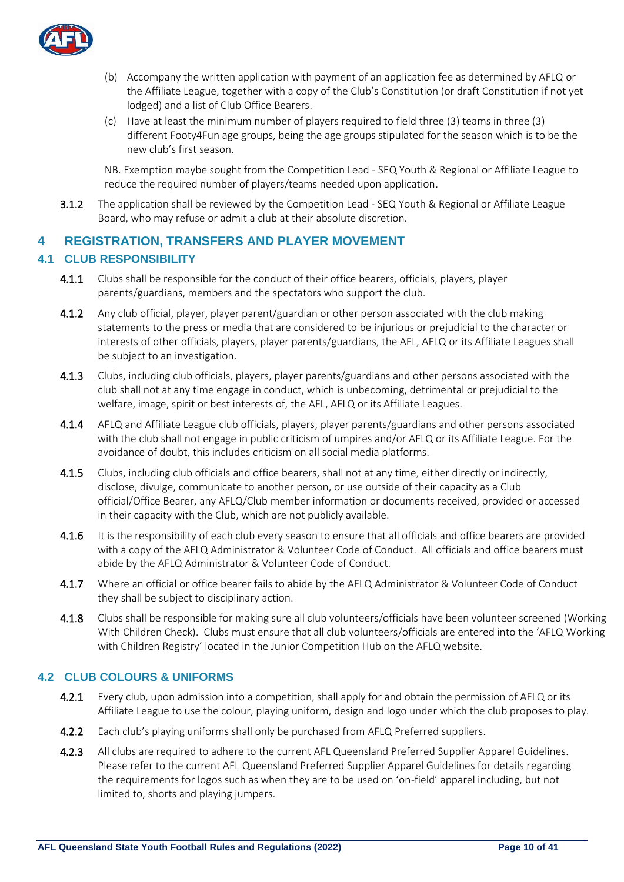(b) Accompany the written application with payment of an application fee as determined by AFLQ or the Affiliate League, together with a copy of the Club's Constitution (or draft Constitution if not yet lodged) and a list of Club Office Bearers.

(c) Have at least the minimum number of players required to field three (3) teams in three (3) different Footy4Fun age groups, being the age groups stipulated for the season which is to be the new club's first season.

NB. Exemption maybe sought from the Competition Lead - SEQ Youth & Regional or Affiliate League to reduce the required number of players/teams needed upon application.

**3.1.2** The application shall be reviewed by the Competition Lead - SEQ Youth & Regional or Affiliate League Board, who may refuse or admit a club at their absolute discretion.

# 4 REGISTRATION, TRANSFERS AND PLAYER MOVEMENT

## 4.1 CLUB RESPONSIBILITY

**4.1.1** Clubs shall be responsible for the conduct of their office bearers, officials, players, player parents/guardians, members and the spectators who support the club.

**4.1.2** Any club official, player, player parent/guardian or other person associated with the club making statements to the press or media that are considered to be injurious or prejudicial to the character or interests of other officials, players, player parents/guardians, the AFL, AFLQ or its Affiliate Leagues shall be subject to an investigation.

**4.1.3** Clubs, including club officials, players, player parents/guardians and other persons associated with the club shall not at any time engage in conduct, which is unbecoming, detrimental or prejudicial to the welfare, image, spirit or best interests of, the AFL, AFLQ or its Affiliate Leagues.

**4.1.4** AFLQ and Affiliate League club officials, players, player parents/guardians and other persons associated with the club shall not engage in public criticism of umpires and/or AFLQ or its Affiliate League. For the avoidance of doubt, this includes criticism on all social media platforms.

**4.1.5** Clubs, including club officials and office bearers, shall not at any time, either directly or indirectly, disclose, divulge, communicate to another person, or use outside of their capacity as a Club official/Office Bearer, any AFLQ/Club member information or documents received, provided or accessed in their capacity with the Club, which are not publicly available.

**4.1.6** It is the responsibility of each club every season to ensure that all officials and office bearers are provided with a copy of the AFLQ Administrator & Volunteer Code of Conduct. All officials and office bearers must abide by the AFLQ Administrator & Volunteer Code of Conduct.

**4.1.7** Where an official or office bearer fails to abide by the AFLQ Administrator & Volunteer Code of Conduct they shall be subject to disciplinary action.

**4.1.8** Clubs shall be responsible for making sure all club volunteers/officials have been volunteer screened (Working With Children Check). Clubs must ensure that all club volunteers/officials are entered into the 'AFLQ Working with Children Registry' located in the Junior Competition Hub on the AFLQ website.

## 4.2 CLUB COLOURS & UNIFORMS

**4.2.1** Every club, upon admission into a competition, shall apply for and obtain the permission of AFLQ or its Affiliate League to use the colour, playing uniform, design and logo under which the club proposes to play.

**4.2.2** Each club's playing uniforms shall only be purchased from AFLQ Preferred suppliers.

**4.2.3** All clubs are required to adhere to the current AFL Queensland Preferred Supplier Apparel Guidelines. Please refer to the current AFL Queensland Preferred Supplier Apparel Guidelines for details regarding the requirements for logos such as when they are to be used on 'on-field' apparel including, but not limited to, shorts and playing jumpers.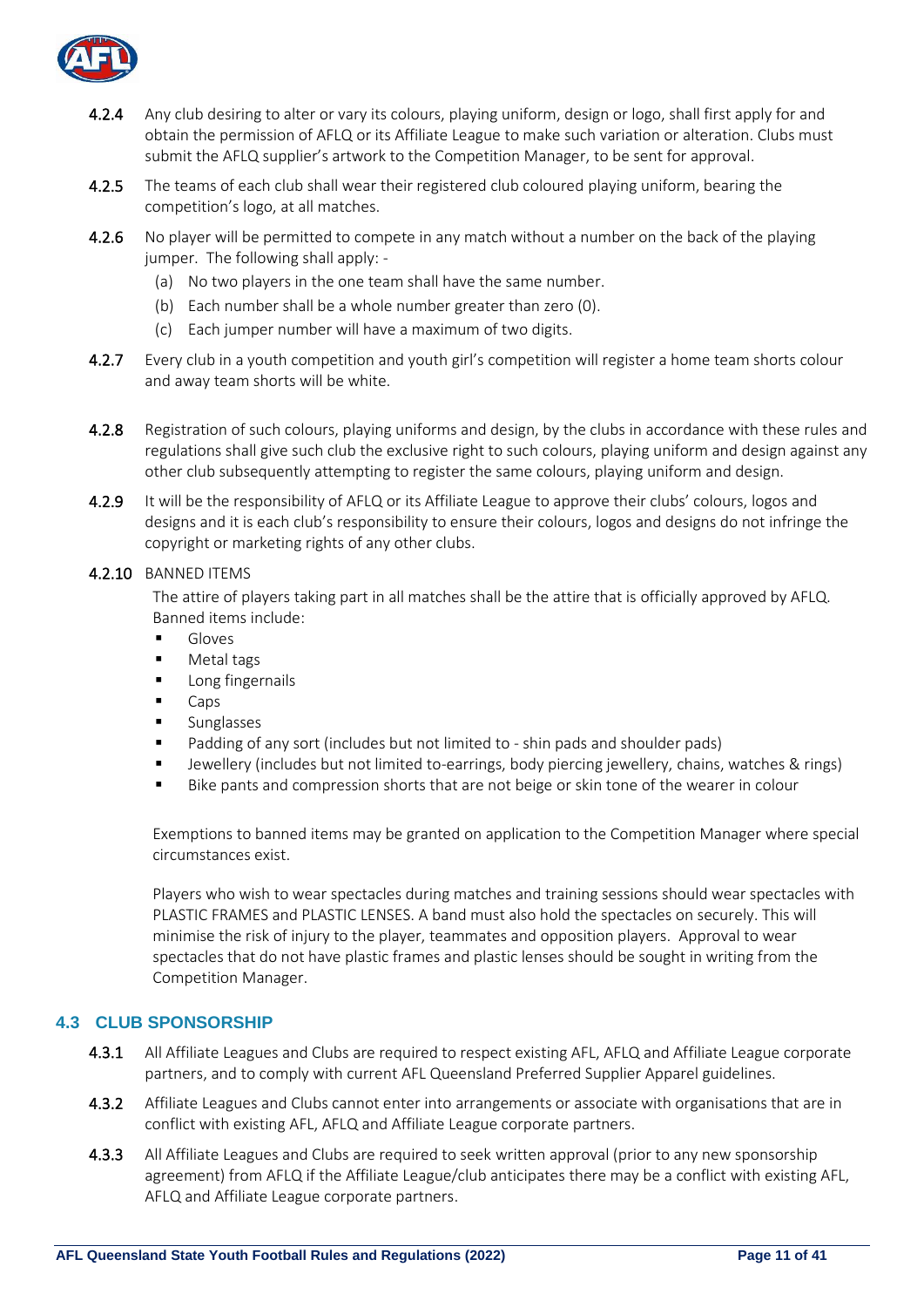**4.2.4** Any club desiring to alter or vary its colours, playing uniform, design or logo, shall first apply for and obtain the permission of AFLQ or its Affiliate League to make such variation or alteration. Clubs must submit the AFLQ supplier's artwork to the Competition Manager, to be sent for approval.

**4.2.5** The teams of each club shall wear their registered club coloured playing uniform, bearing the competition's logo, at all matches.

**4.2.6** No player will be permitted to compete in any match without a number on the back of the playing jumper. The following shall apply: -

(a) No two players in the one team shall have the same number.

(b) Each number shall be a whole number greater than zero (0).

(c) Each jumper number will have a maximum of two digits.

**4.2.7** Every club in a youth competition and youth girl's competition will register a home team shorts colour and away team shorts will be white.

**4.2.8** Registration of such colours, playing uniforms and design, by the clubs in accordance with these rules and regulations shall give such club the exclusive right to such colours, playing uniform and design against any other club subsequently attempting to register the same colours, playing uniform and design.

**4.2.9** It will be the responsibility of AFLQ or its Affiliate League to approve their clubs' colours, logos and designs and it is each club's responsibility to ensure their colours, logos and designs do not infringe the copyright or marketing rights of any other clubs.

**4.2.10** BANNED ITEMS

The attire of players taking part in all matches shall be the attire that is officially approved by AFLQ. Banned items include:

- Gloves
- Metal tags
- Long fingernails
- Caps
- Sunglasses
- Padding of any sort (includes but not limited to - shin pads and shoulder pads)
- Jewellery (includes but not limited to-earrings, body piercing jewellery, chains, watches & rings)
- Bike pants and compression shorts that are not beige or skin tone of the wearer in colour

Exemptions to banned items may be granted on application to the Competition Manager where special circumstances exist.

Players who wish to wear spectacles during matches and training sessions should wear spectacles with PLASTIC FRAMES and PLASTIC LENSES. A band must also hold the spectacles on securely. This will minimise the risk of injury to the player, teammates and opposition players. Approval to wear spectacles that do not have plastic frames and plastic lenses should be sought in writing from the Competition Manager.

## 4.3 CLUB SPONSORSHIP

**4.3.1** All Affiliate Leagues and Clubs are required to respect existing AFL, AFLQ and Affiliate League corporate partners, and to comply with current AFL Queensland Preferred Supplier Apparel guidelines.

**4.3.2** Affiliate Leagues and Clubs cannot enter into arrangements or associate with organisations that are in conflict with existing AFL, AFLQ and Affiliate League corporate partners.

**4.3.3** All Affiliate Leagues and Clubs are required to seek written approval (prior to any new sponsorship agreement) from AFLQ if the Affiliate League/club anticipates there may be a conflict with existing AFL, AFLQ and Affiliate League corporate partners.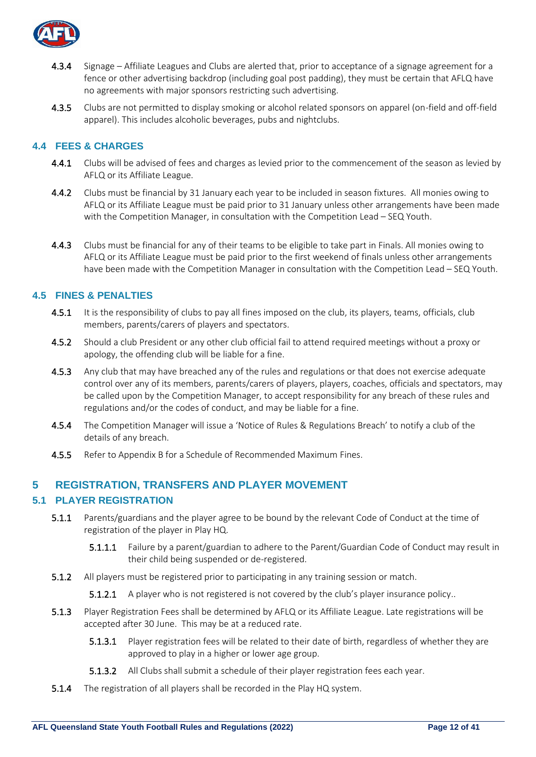**4.3.4** Signage – Affiliate Leagues and Clubs are alerted that, prior to acceptance of a signage agreement for a fence or other advertising backdrop (including goal post padding), they must be certain that AFLQ have no agreements with major sponsors restricting such advertising.

**4.3.5** Clubs are not permitted to display smoking or alcohol related sponsors on apparel (on-field and off-field apparel). This includes alcoholic beverages, pubs and nightclubs.

### 4.4 FEES & CHARGES

**4.4.1** Clubs will be advised of fees and charges as levied prior to the commencement of the season as levied by AFLQ or its Affiliate League.

**4.4.2** Clubs must be financial by 31 January each year to be included in season fixtures. All monies owing to AFLQ or its Affiliate League must be paid prior to 31 January unless other arrangements have been made with the Competition Manager, in consultation with the Competition Lead – SEQ Youth.

**4.4.3** Clubs must be financial for any of their teams to be eligible to take part in Finals. All monies owing to AFLQ or its Affiliate League must be paid prior to the first weekend of finals unless other arrangements have been made with the Competition Manager in consultation with the Competition Lead – SEQ Youth.

### 4.5 FINES & PENALTIES

**4.5.1** It is the responsibility of clubs to pay all fines imposed on the club, its players, teams, officials, club members, parents/carers of players and spectators.

**4.5.2** Should a club President or any other club official fail to attend required meetings without a proxy or apology, the offending club will be liable for a fine.

**4.5.3** Any club that may have breached any of the rules and regulations or that does not exercise adequate control over any of its members, parents/carers of players, players, coaches, officials and spectators, may be called upon by the Competition Manager, to accept responsibility for any breach of these rules and regulations and/or the codes of conduct, and may be liable for a fine.

**4.5.4** The Competition Manager will issue a 'Notice of Rules & Regulations Breach' to notify a club of the details of any breach.

**4.5.5** Refer to Appendix B for a Schedule of Recommended Maximum Fines.

## 5 REGISTRATION, TRANSFERS AND PLAYER MOVEMENT

### 5.1 PLAYER REGISTRATION

**5.1.1** Parents/guardians and the player agree to be bound by the relevant Code of Conduct at the time of registration of the player in Play HQ.

**5.1.1.1** Failure by a parent/guardian to adhere to the Parent/Guardian Code of Conduct may result in their child being suspended or de-registered.

**5.1.2** All players must be registered prior to participating in any training session or match.

**5.1.2.1** A player who is not registered is not covered by the club's player insurance policy..

**5.1.3** Player Registration Fees shall be determined by AFLQ or its Affiliate League. Late registrations will be accepted after 30 June. This may be at a reduced rate.

**5.1.3.1** Player registration fees will be related to their date of birth, regardless of whether they are approved to play in a higher or lower age group.

**5.1.3.2** All Clubs shall submit a schedule of their player registration fees each year.

**5.1.4** The registration of all players shall be recorded in the Play HQ system.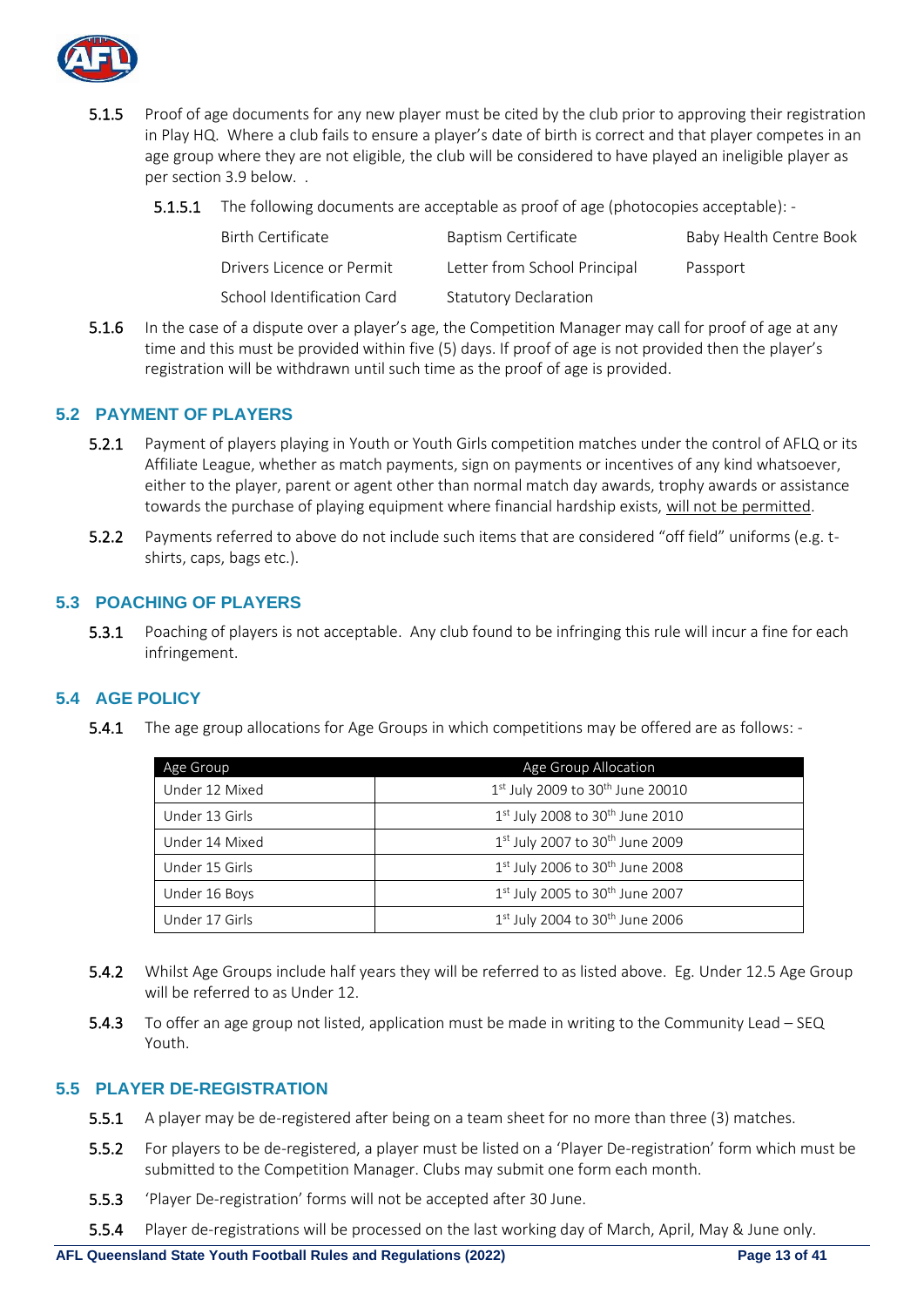**5.1.5** Proof of age documents for any new player must be cited by the club prior to approving their registration in Play HQ. Where a club fails to ensure a player's date of birth is correct and that player competes in an age group where they are not eligible, the club will be considered to have played an ineligible player as per section 3.9 below. .

**5.1.5.1** The following documents are acceptable as proof of age (photocopies acceptable): -

| | | |
|---|---|---|
| Birth Certificate | Baptism Certificate | Baby Health Centre Book |
| Drivers Licence or Permit | Letter from School Principal | Passport |
| School Identification Card | Statutory Declaration | |

**5.1.6** In the case of a dispute over a player's age, the Competition Manager may call for proof of age at any time and this must be provided within five (5) days. If proof of age is not provided then the player's registration will be withdrawn until such time as the proof of age is provided.

## 5.2 PAYMENT OF PLAYERS

**5.2.1** Payment of players playing in Youth or Youth Girls competition matches under the control of AFLQ or its Affiliate League, whether as match payments, sign on payments or incentives of any kind whatsoever, either to the player, parent or agent other than normal match day awards, trophy awards or assistance towards the purchase of playing equipment where financial hardship exists, will not be permitted.

**5.2.2** Payments referred to above do not include such items that are considered "off field" uniforms (e.g. t-shirts, caps, bags etc.).

## 5.3 POACHING OF PLAYERS

**5.3.1** Poaching of players is not acceptable. Any club found to be infringing this rule will incur a fine for each infringement.

## 5.4 AGE POLICY

**5.4.1** The age group allocations for Age Groups in which competitions may be offered are as follows: -

| Age Group | Age Group Allocation |
|---|---|
| Under 12 Mixed | 1st July 2009 to 30th June 20010 |
| Under 13 Girls | 1st July 2008 to 30th June 2010 |
| Under 14 Mixed | 1st July 2007 to 30th June 2009 |
| Under 15 Girls | 1st July 2006 to 30th June 2008 |
| Under 16 Boys | 1st July 2005 to 30th June 2007 |
| Under 17 Girls | 1st July 2004 to 30th June 2006 |

**5.4.2** Whilst Age Groups include half years they will be referred to as listed above. Eg. Under 12.5 Age Group will be referred to as Under 12.

**5.4.3** To offer an age group not listed, application must be made in writing to the Community Lead – SEQ Youth.

## 5.5 PLAYER DE-REGISTRATION

**5.5.1** A player may be de-registered after being on a team sheet for no more than three (3) matches.

**5.5.2** For players to be de-registered, a player must be listed on a 'Player De-registration' form which must be submitted to the Competition Manager. Clubs may submit one form each month.

**5.5.3** 'Player De-registration' forms will not be accepted after 30 June.

**5.5.4** Player de-registrations will be processed on the last working day of March, April, May & June only.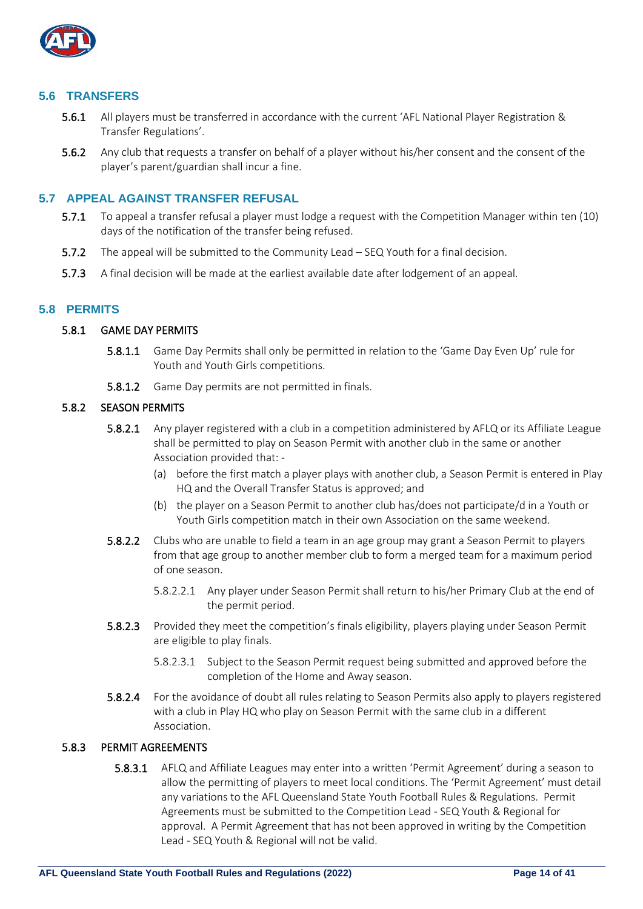## 5.6 TRANSFERS

**5.6.1** All players must be transferred in accordance with the current 'AFL National Player Registration & Transfer Regulations'.

**5.6.2** Any club that requests a transfer on behalf of a player without his/her consent and the consent of the player's parent/guardian shall incur a fine.

## 5.7 APPEAL AGAINST TRANSFER REFUSAL

**5.7.1** To appeal a transfer refusal a player must lodge a request with the Competition Manager within ten (10) days of the notification of the transfer being refused.

**5.7.2** The appeal will be submitted to the Community Lead – SEQ Youth for a final decision.

**5.7.3** A final decision will be made at the earliest available date after lodgement of an appeal.

## 5.8 PERMITS

### 5.8.1 GAME DAY PERMITS

**5.8.1.1** Game Day Permits shall only be permitted in relation to the 'Game Day Even Up' rule for Youth and Youth Girls competitions.

**5.8.1.2** Game Day permits are not permitted in finals.

### 5.8.2 SEASON PERMITS

**5.8.2.1** Any player registered with a club in a competition administered by AFLQ or its Affiliate League shall be permitted to play on Season Permit with another club in the same or another Association provided that: -

(a) before the first match a player plays with another club, a Season Permit is entered in Play HQ and the Overall Transfer Status is approved; and

(b) the player on a Season Permit to another club has/does not participate/d in a Youth or Youth Girls competition match in their own Association on the same weekend.

**5.8.2.2** Clubs who are unable to field a team in an age group may grant a Season Permit to players from that age group to another member club to form a merged team for a maximum period of one season.

5.8.2.2.1 Any player under Season Permit shall return to his/her Primary Club at the end of the permit period.

**5.8.2.3** Provided they meet the competition's finals eligibility, players playing under Season Permit are eligible to play finals.

5.8.2.3.1 Subject to the Season Permit request being submitted and approved before the completion of the Home and Away season.

**5.8.2.4** For the avoidance of doubt all rules relating to Season Permits also apply to players registered with a club in Play HQ who play on Season Permit with the same club in a different Association.

### 5.8.3 PERMIT AGREEMENTS

**5.8.3.1** AFLQ and Affiliate Leagues may enter into a written 'Permit Agreement' during a season to allow the permitting of players to meet local conditions. The 'Permit Agreement' must detail any variations to the AFL Queensland State Youth Football Rules & Regulations. Permit Agreements must be submitted to the Competition Lead - SEQ Youth & Regional for approval. A Permit Agreement that has not been approved in writing by the Competition Lead - SEQ Youth & Regional will not be valid.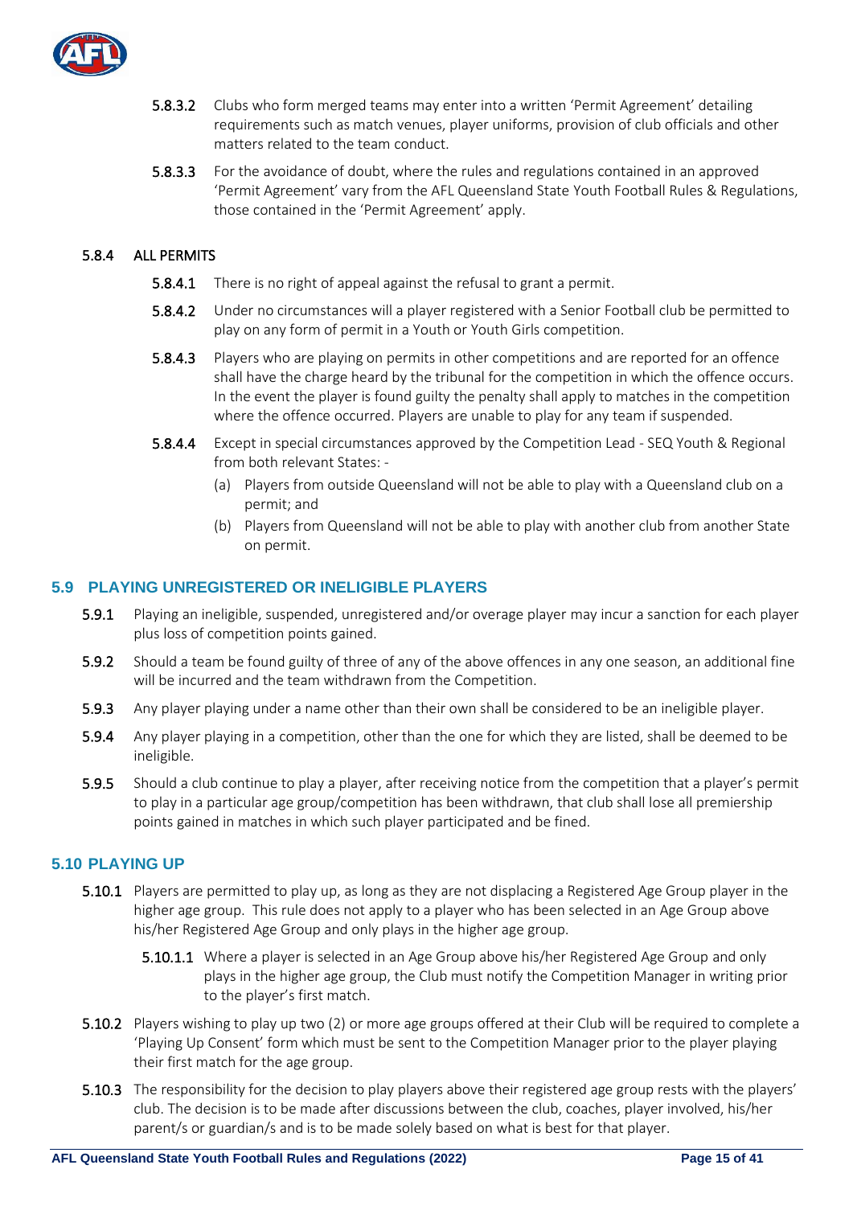**5.8.3.2** Clubs who form merged teams may enter into a written 'Permit Agreement' detailing requirements such as match venues, player uniforms, provision of club officials and other matters related to the team conduct.

**5.8.3.3** For the avoidance of doubt, where the rules and regulations contained in an approved 'Permit Agreement' vary from the AFL Queensland State Youth Football Rules & Regulations, those contained in the 'Permit Agreement' apply.

### 5.8.4 ALL PERMITS

**5.8.4.1** There is no right of appeal against the refusal to grant a permit.

**5.8.4.2** Under no circumstances will a player registered with a Senior Football club be permitted to play on any form of permit in a Youth or Youth Girls competition.

**5.8.4.3** Players who are playing on permits in other competitions and are reported for an offence shall have the charge heard by the tribunal for the competition in which the offence occurs. In the event the player is found guilty the penalty shall apply to matches in the competition where the offence occurred. Players are unable to play for any team if suspended.

**5.8.4.4** Except in special circumstances approved by the Competition Lead - SEQ Youth & Regional from both relevant States: -

(a) Players from outside Queensland will not be able to play with a Queensland club on a permit; and

(b) Players from Queensland will not be able to play with another club from another State on permit.

## 5.9 PLAYING UNREGISTERED OR INELIGIBLE PLAYERS

**5.9.1** Playing an ineligible, suspended, unregistered and/or overage player may incur a sanction for each player plus loss of competition points gained.

**5.9.2** Should a team be found guilty of three of any of the above offences in any one season, an additional fine will be incurred and the team withdrawn from the Competition.

**5.9.3** Any player playing under a name other than their own shall be considered to be an ineligible player.

**5.9.4** Any player playing in a competition, other than the one for which they are listed, shall be deemed to be ineligible.

**5.9.5** Should a club continue to play a player, after receiving notice from the competition that a player's permit to play in a particular age group/competition has been withdrawn, that club shall lose all premiership points gained in matches in which such player participated and be fined.

## 5.10 PLAYING UP

**5.10.1** Players are permitted to play up, as long as they are not displacing a Registered Age Group player in the higher age group. This rule does not apply to a player who has been selected in an Age Group above his/her Registered Age Group and only plays in the higher age group.

**5.10.1.1** Where a player is selected in an Age Group above his/her Registered Age Group and only plays in the higher age group, the Club must notify the Competition Manager in writing prior to the player's first match.

**5.10.2** Players wishing to play up two (2) or more age groups offered at their Club will be required to complete a 'Playing Up Consent' form which must be sent to the Competition Manager prior to the player playing their first match for the age group.

**5.10.3** The responsibility for the decision to play players above their registered age group rests with the players' club. The decision is to be made after discussions between the club, coaches, player involved, his/her parent/s or guardian/s and is to be made solely based on what is best for that player.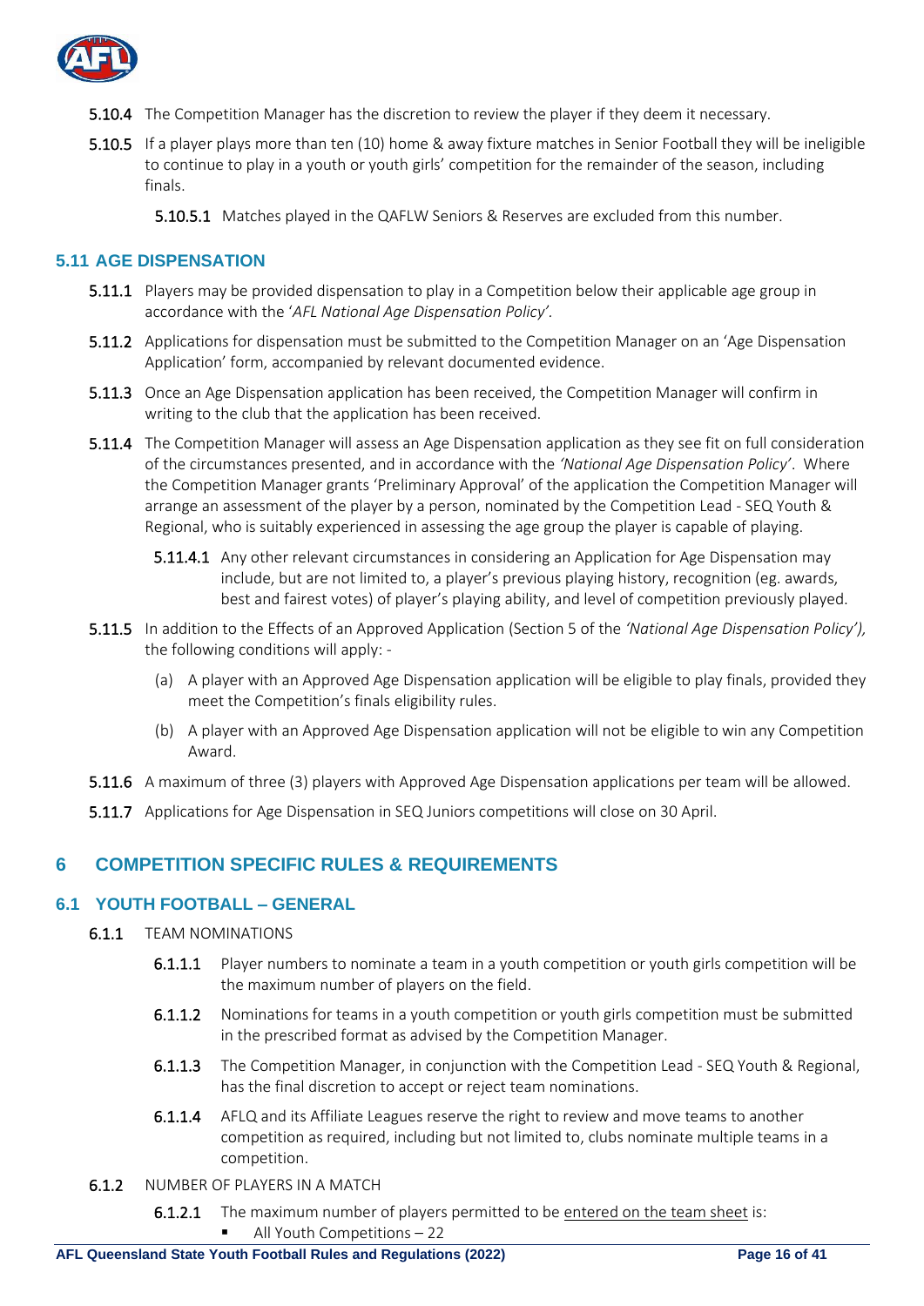**5.10.4** The Competition Manager has the discretion to review the player if they deem it necessary.

**5.10.5** If a player plays more than ten (10) home & away fixture matches in Senior Football they will be ineligible to continue to play in a youth or youth girls' competition for the remainder of the season, including finals.

**5.10.5.1** Matches played in the QAFLW Seniors & Reserves are excluded from this number.

## 5.11 AGE DISPENSATION

**5.11.1** Players may be provided dispensation to play in a Competition below their applicable age group in accordance with the '*AFL National Age Dispensation Policy'.*

**5.11.2** Applications for dispensation must be submitted to the Competition Manager on an 'Age Dispensation Application' form, accompanied by relevant documented evidence.

**5.11.3** Once an Age Dispensation application has been received, the Competition Manager will confirm in writing to the club that the application has been received.

**5.11.4** The Competition Manager will assess an Age Dispensation application as they see fit on full consideration of the circumstances presented, and in accordance with the *'National Age Dispensation Policy'*. Where the Competition Manager grants 'Preliminary Approval' of the application the Competition Manager will arrange an assessment of the player by a person, nominated by the Competition Lead - SEQ Youth & Regional, who is suitably experienced in assessing the age group the player is capable of playing.

**5.11.4.1** Any other relevant circumstances in considering an Application for Age Dispensation may include, but are not limited to, a player's previous playing history, recognition (eg. awards, best and fairest votes) of player's playing ability, and level of competition previously played.

**5.11.5** In addition to the Effects of an Approved Application (Section 5 of the *'National Age Dispensation Policy'),* the following conditions will apply: -

(a) A player with an Approved Age Dispensation application will be eligible to play finals, provided they meet the Competition's finals eligibility rules.

(b) A player with an Approved Age Dispensation application will not be eligible to win any Competition Award.

**5.11.6** A maximum of three (3) players with Approved Age Dispensation applications per team will be allowed.

**5.11.7** Applications for Age Dispensation in SEQ Juniors competitions will close on 30 April.

# 6 COMPETITION SPECIFIC RULES & REQUIREMENTS

## 6.1 YOUTH FOOTBALL – GENERAL

**6.1.1** TEAM NOMINATIONS

**6.1.1.1** Player numbers to nominate a team in a youth competition or youth girls competition will be the maximum number of players on the field.

**6.1.1.2** Nominations for teams in a youth competition or youth girls competition must be submitted in the prescribed format as advised by the Competition Manager.

**6.1.1.3** The Competition Manager, in conjunction with the Competition Lead - SEQ Youth & Regional, has the final discretion to accept or reject team nominations.

**6.1.1.4** AFLQ and its Affiliate Leagues reserve the right to review and move teams to another competition as required, including but not limited to, clubs nominate multiple teams in a competition.

**6.1.2** NUMBER OF PLAYERS IN A MATCH

**6.1.2.1** The maximum number of players permitted to be <u>entered on the team sheet</u> is:

- All Youth Competitions – 22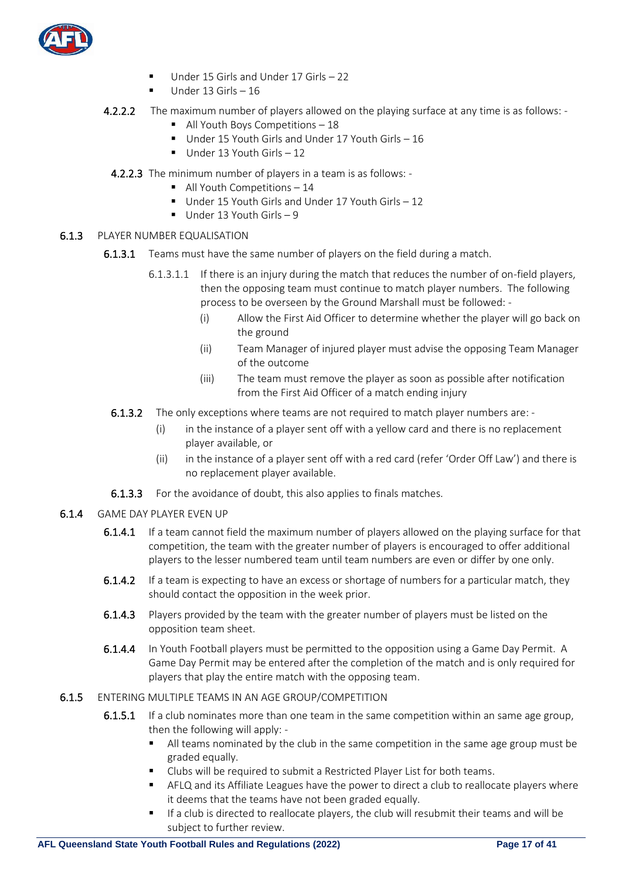- Under 15 Girls and Under 17 Girls – 22
- Under 13 Girls – 16

**4.2.2.2** The maximum number of players allowed on the playing surface at any time is as follows: -

- All Youth Boys Competitions – 18
- Under 15 Youth Girls and Under 17 Youth Girls – 16
- Under 13 Youth Girls – 12

**4.2.2.3** The minimum number of players in a team is as follows: -

- All Youth Competitions – 14
- Under 15 Youth Girls and Under 17 Youth Girls – 12
- Under 13 Youth Girls – 9

**6.1.3** PLAYER NUMBER EQUALISATION

**6.1.3.1** Teams must have the same number of players on the field during a match.

6.1.3.1.1 If there is an injury during the match that reduces the number of on-field players, then the opposing team must continue to match player numbers. The following process to be overseen by the Ground Marshall must be followed: -

(i) Allow the First Aid Officer to determine whether the player will go back on the ground

(ii) Team Manager of injured player must advise the opposing Team Manager of the outcome

(iii) The team must remove the player as soon as possible after notification from the First Aid Officer of a match ending injury

**6.1.3.2** The only exceptions where teams are not required to match player numbers are: -

(i) in the instance of a player sent off with a yellow card and there is no replacement player available, or

(ii) in the instance of a player sent off with a red card (refer 'Order Off Law') and there is no replacement player available.

**6.1.3.3** For the avoidance of doubt, this also applies to finals matches.

**6.1.4** GAME DAY PLAYER EVEN UP

**6.1.4.1** If a team cannot field the maximum number of players allowed on the playing surface for that competition, the team with the greater number of players is encouraged to offer additional players to the lesser numbered team until team numbers are even or differ by one only.

**6.1.4.2** If a team is expecting to have an excess or shortage of numbers for a particular match, they should contact the opposition in the week prior.

**6.1.4.3** Players provided by the team with the greater number of players must be listed on the opposition team sheet.

**6.1.4.4** In Youth Football players must be permitted to the opposition using a Game Day Permit. A Game Day Permit may be entered after the completion of the match and is only required for players that play the entire match with the opposing team.

**6.1.5** ENTERING MULTIPLE TEAMS IN AN AGE GROUP/COMPETITION

**6.1.5.1** If a club nominates more than one team in the same competition within an same age group, then the following will apply: -

- All teams nominated by the club in the same competition in the same age group must be graded equally.
- Clubs will be required to submit a Restricted Player List for both teams.
- AFLQ and its Affiliate Leagues have the power to direct a club to reallocate players where it deems that the teams have not been graded equally.
- If a club is directed to reallocate players, the club will resubmit their teams and will be subject to further review.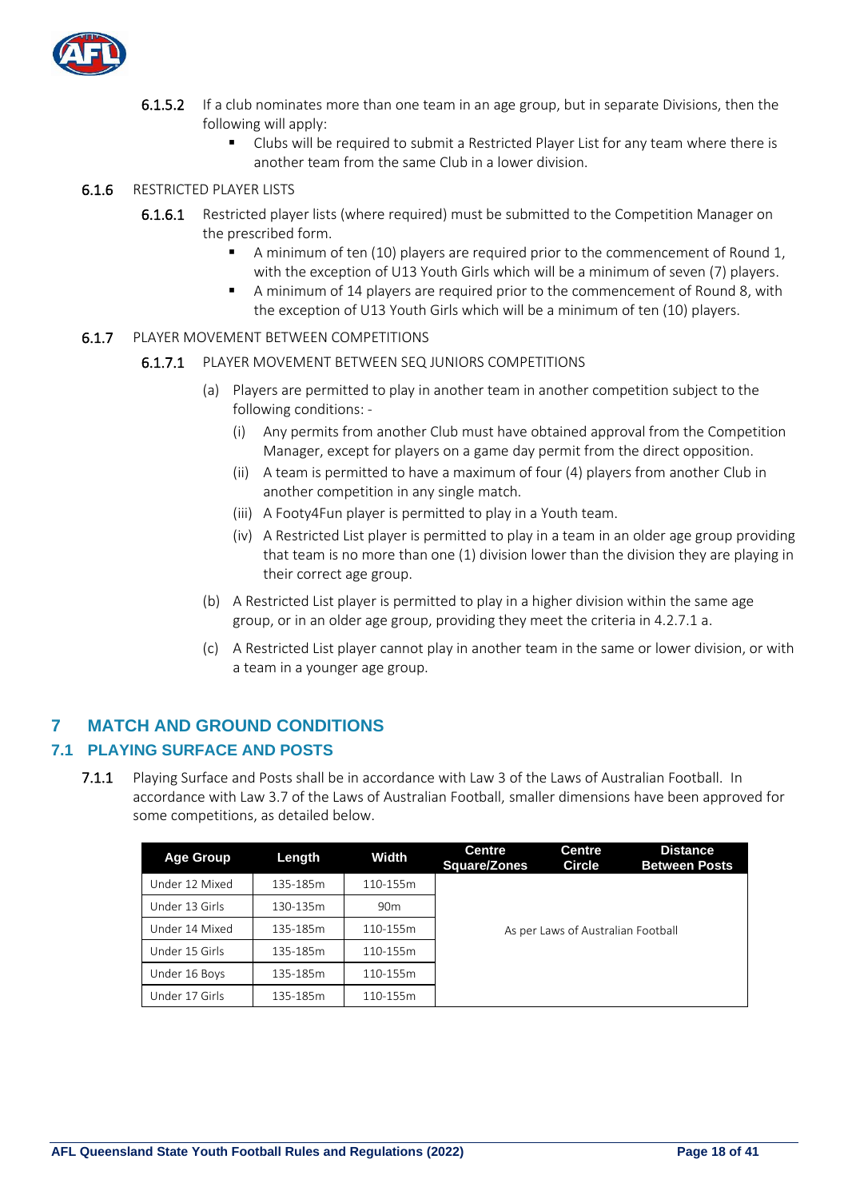**6.1.5.2** If a club nominates more than one team in an age group, but in separate Divisions, then the following will apply:

- Clubs will be required to submit a Restricted Player List for any team where there is another team from the same Club in a lower division.

**6.1.6** RESTRICTED PLAYER LISTS

**6.1.6.1** Restricted player lists (where required) must be submitted to the Competition Manager on the prescribed form.

- A minimum of ten (10) players are required prior to the commencement of Round 1, with the exception of U13 Youth Girls which will be a minimum of seven (7) players.
- A minimum of 14 players are required prior to the commencement of Round 8, with the exception of U13 Youth Girls which will be a minimum of ten (10) players.

**6.1.7** PLAYER MOVEMENT BETWEEN COMPETITIONS

**6.1.7.1** PLAYER MOVEMENT BETWEEN SEQ JUNIORS COMPETITIONS

(a) Players are permitted to play in another team in another competition subject to the following conditions: -

(i) Any permits from another Club must have obtained approval from the Competition Manager, except for players on a game day permit from the direct opposition.

(ii) A team is permitted to have a maximum of four (4) players from another Club in another competition in any single match.

(iii) A Footy4Fun player is permitted to play in a Youth team.

(iv) A Restricted List player is permitted to play in a team in an older age group providing that team is no more than one (1) division lower than the division they are playing in their correct age group.

(b) A Restricted List player is permitted to play in a higher division within the same age group, or in an older age group, providing they meet the criteria in 4.2.7.1 a.

(c) A Restricted List player cannot play in another team in the same or lower division, or with a team in a younger age group.

# 7 MATCH AND GROUND CONDITIONS

## 7.1 PLAYING SURFACE AND POSTS

**7.1.1** Playing Surface and Posts shall be in accordance with Law 3 of the Laws of Australian Football. In accordance with Law 3.7 of the Laws of Australian Football, smaller dimensions have been approved for some competitions, as detailed below.

| Age Group | Length | Width | Centre Square/Zones | Centre Circle | Distance Between Posts |
|---|---|---|---|---|---|
| Under 12 Mixed | 135-185m | 110-155m | As per Laws of Australian Football | | |
| Under 13 Girls | 130-135m | 90m | | | |
| Under 14 Mixed | 135-185m | 110-155m | | | |
| Under 15 Girls | 135-185m | 110-155m | | | |
| Under 16 Boys | 135-185m | 110-155m | | | |
| Under 17 Girls | 135-185m | 110-155m | | | |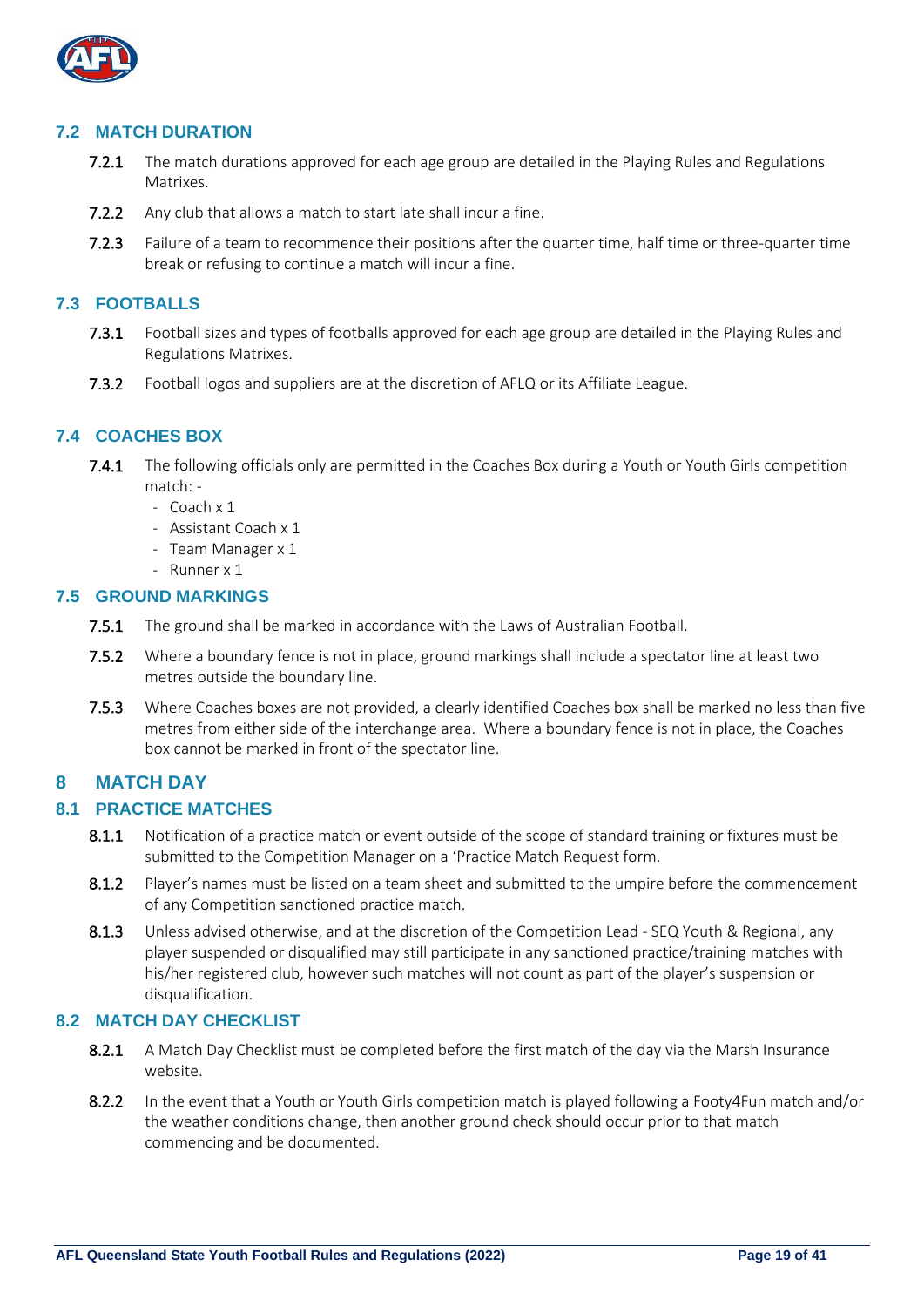### 7.2 MATCH DURATION

**7.2.1** The match durations approved for each age group are detailed in the Playing Rules and Regulations Matrixes.

**7.2.2** Any club that allows a match to start late shall incur a fine.

**7.2.3** Failure of a team to recommence their positions after the quarter time, half time or three-quarter time break or refusing to continue a match will incur a fine.

### 7.3 FOOTBALLS

**7.3.1** Football sizes and types of footballs approved for each age group are detailed in the Playing Rules and Regulations Matrixes.

**7.3.2** Football logos and suppliers are at the discretion of AFLQ or its Affiliate League.

### 7.4 COACHES BOX

**7.4.1** The following officials only are permitted in the Coaches Box during a Youth or Youth Girls competition match: -

- Coach x 1
- Assistant Coach x 1
- Team Manager x 1
- Runner x 1

### 7.5 GROUND MARKINGS

**7.5.1** The ground shall be marked in accordance with the Laws of Australian Football.

**7.5.2** Where a boundary fence is not in place, ground markings shall include a spectator line at least two metres outside the boundary line.

**7.5.3** Where Coaches boxes are not provided, a clearly identified Coaches box shall be marked no less than five metres from either side of the interchange area. Where a boundary fence is not in place, the Coaches box cannot be marked in front of the spectator line.

## 8 MATCH DAY

### 8.1 PRACTICE MATCHES

**8.1.1** Notification of a practice match or event outside of the scope of standard training or fixtures must be submitted to the Competition Manager on a 'Practice Match Request form.

**8.1.2** Player's names must be listed on a team sheet and submitted to the umpire before the commencement of any Competition sanctioned practice match.

**8.1.3** Unless advised otherwise, and at the discretion of the Competition Lead - SEQ Youth & Regional, any player suspended or disqualified may still participate in any sanctioned practice/training matches with his/her registered club, however such matches will not count as part of the player's suspension or disqualification.

### 8.2 MATCH DAY CHECKLIST

**8.2.1** A Match Day Checklist must be completed before the first match of the day via the Marsh Insurance website.

**8.2.2** In the event that a Youth or Youth Girls competition match is played following a Footy4Fun match and/or the weather conditions change, then another ground check should occur prior to that match commencing and be documented.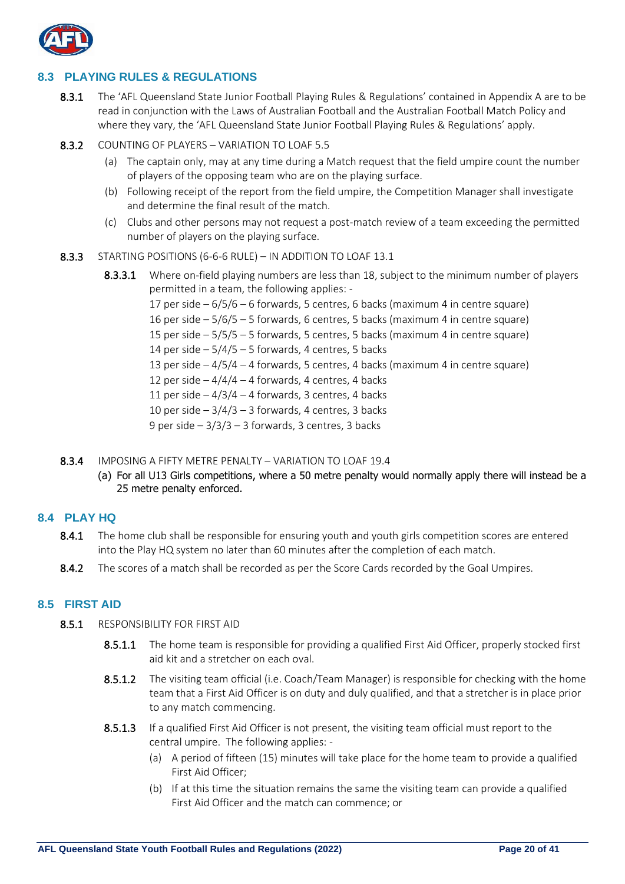## 8.3 PLAYING RULES & REGULATIONS

**8.3.1** The 'AFL Queensland State Junior Football Playing Rules & Regulations' contained in Appendix A are to be read in conjunction with the Laws of Australian Football and the Australian Football Match Policy and where they vary, the 'AFL Queensland State Junior Football Playing Rules & Regulations' apply.

**8.3.2** COUNTING OF PLAYERS – VARIATION TO LOAF 5.5

(a) The captain only, may at any time during a Match request that the field umpire count the number of players of the opposing team who are on the playing surface.

(b) Following receipt of the report from the field umpire, the Competition Manager shall investigate and determine the final result of the match.

(c) Clubs and other persons may not request a post-match review of a team exceeding the permitted number of players on the playing surface.

**8.3.3** STARTING POSITIONS (6-6-6 RULE) – IN ADDITION TO LOAF 13.1

**8.3.3.1** Where on-field playing numbers are less than 18, subject to the minimum number of players permitted in a team, the following applies: -

17 per side – 6/5/6 – 6 forwards, 5 centres, 6 backs (maximum 4 in centre square)
16 per side – 5/6/5 – 5 forwards, 6 centres, 5 backs (maximum 4 in centre square)
15 per side – 5/5/5 – 5 forwards, 5 centres, 5 backs (maximum 4 in centre square)
14 per side – 5/4/5 – 5 forwards, 4 centres, 5 backs
13 per side – 4/5/4 – 4 forwards, 5 centres, 4 backs (maximum 4 in centre square)
12 per side – 4/4/4 – 4 forwards, 4 centres, 4 backs
11 per side – 4/3/4 – 4 forwards, 3 centres, 4 backs
10 per side – 3/4/3 – 3 forwards, 4 centres, 3 backs
9 per side – 3/3/3 – 3 forwards, 3 centres, 3 backs

**8.3.4** IMPOSING A FIFTY METRE PENALTY – VARIATION TO LOAF 19.4

(a) For all U13 Girls competitions, where a 50 metre penalty would normally apply there will instead be a 25 metre penalty enforced.

## 8.4 PLAY HQ

**8.4.1** The home club shall be responsible for ensuring youth and youth girls competition scores are entered into the Play HQ system no later than 60 minutes after the completion of each match.

**8.4.2** The scores of a match shall be recorded as per the Score Cards recorded by the Goal Umpires.

## 8.5 FIRST AID

**8.5.1** RESPONSIBILITY FOR FIRST AID

**8.5.1.1** The home team is responsible for providing a qualified First Aid Officer, properly stocked first aid kit and a stretcher on each oval.

**8.5.1.2** The visiting team official (i.e. Coach/Team Manager) is responsible for checking with the home team that a First Aid Officer is on duty and duly qualified, and that a stretcher is in place prior to any match commencing.

**8.5.1.3** If a qualified First Aid Officer is not present, the visiting team official must report to the central umpire. The following applies: -

(a) A period of fifteen (15) minutes will take place for the home team to provide a qualified First Aid Officer;

(b) If at this time the situation remains the same the visiting team can provide a qualified First Aid Officer and the match can commence; or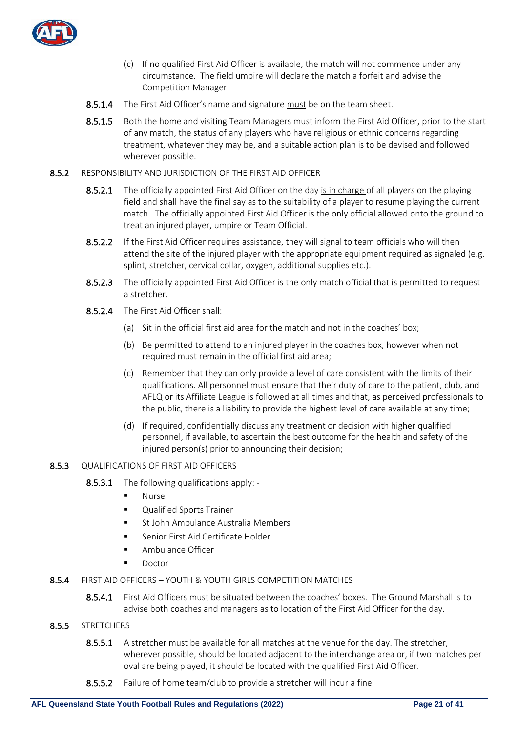(c) If no qualified First Aid Officer is available, the match will not commence under any circumstance. The field umpire will declare the match a forfeit and advise the Competition Manager.

**8.5.1.4** The First Aid Officer's name and signature must be on the team sheet.

**8.5.1.5** Both the home and visiting Team Managers must inform the First Aid Officer, prior to the start of any match, the status of any players who have religious or ethnic concerns regarding treatment, whatever they may be, and a suitable action plan is to be devised and followed wherever possible.

**8.5.2** RESPONSIBILITY AND JURISDICTION OF THE FIRST AID OFFICER

**8.5.2.1** The officially appointed First Aid Officer on the day is in charge of all players on the playing field and shall have the final say as to the suitability of a player to resume playing the current match. The officially appointed First Aid Officer is the only official allowed onto the ground to treat an injured player, umpire or Team Official.

**8.5.2.2** If the First Aid Officer requires assistance, they will signal to team officials who will then attend the site of the injured player with the appropriate equipment required as signaled (e.g. splint, stretcher, cervical collar, oxygen, additional supplies etc.).

**8.5.2.3** The officially appointed First Aid Officer is the only match official that is permitted to request a stretcher.

**8.5.2.4** The First Aid Officer shall:

(a) Sit in the official first aid area for the match and not in the coaches' box;

(b) Be permitted to attend to an injured player in the coaches box, however when not required must remain in the official first aid area;

(c) Remember that they can only provide a level of care consistent with the limits of their qualifications. All personnel must ensure that their duty of care to the patient, club, and AFLQ or its Affiliate League is followed at all times and that, as perceived professionals to the public, there is a liability to provide the highest level of care available at any time;

(d) If required, confidentially discuss any treatment or decision with higher qualified personnel, if available, to ascertain the best outcome for the health and safety of the injured person(s) prior to announcing their decision;

**8.5.3** QUALIFICATIONS OF FIRST AID OFFICERS

**8.5.3.1** The following qualifications apply: -

- Nurse
- Qualified Sports Trainer
- St John Ambulance Australia Members
- Senior First Aid Certificate Holder
- Ambulance Officer
- Doctor

**8.5.4** FIRST AID OFFICERS – YOUTH & YOUTH GIRLS COMPETITION MATCHES

**8.5.4.1** First Aid Officers must be situated between the coaches' boxes. The Ground Marshall is to advise both coaches and managers as to location of the First Aid Officer for the day.

**8.5.5** STRETCHERS

**8.5.5.1** A stretcher must be available for all matches at the venue for the day. The stretcher, wherever possible, should be located adjacent to the interchange area or, if two matches per oval are being played, it should be located with the qualified First Aid Officer.

**8.5.5.2** Failure of home team/club to provide a stretcher will incur a fine.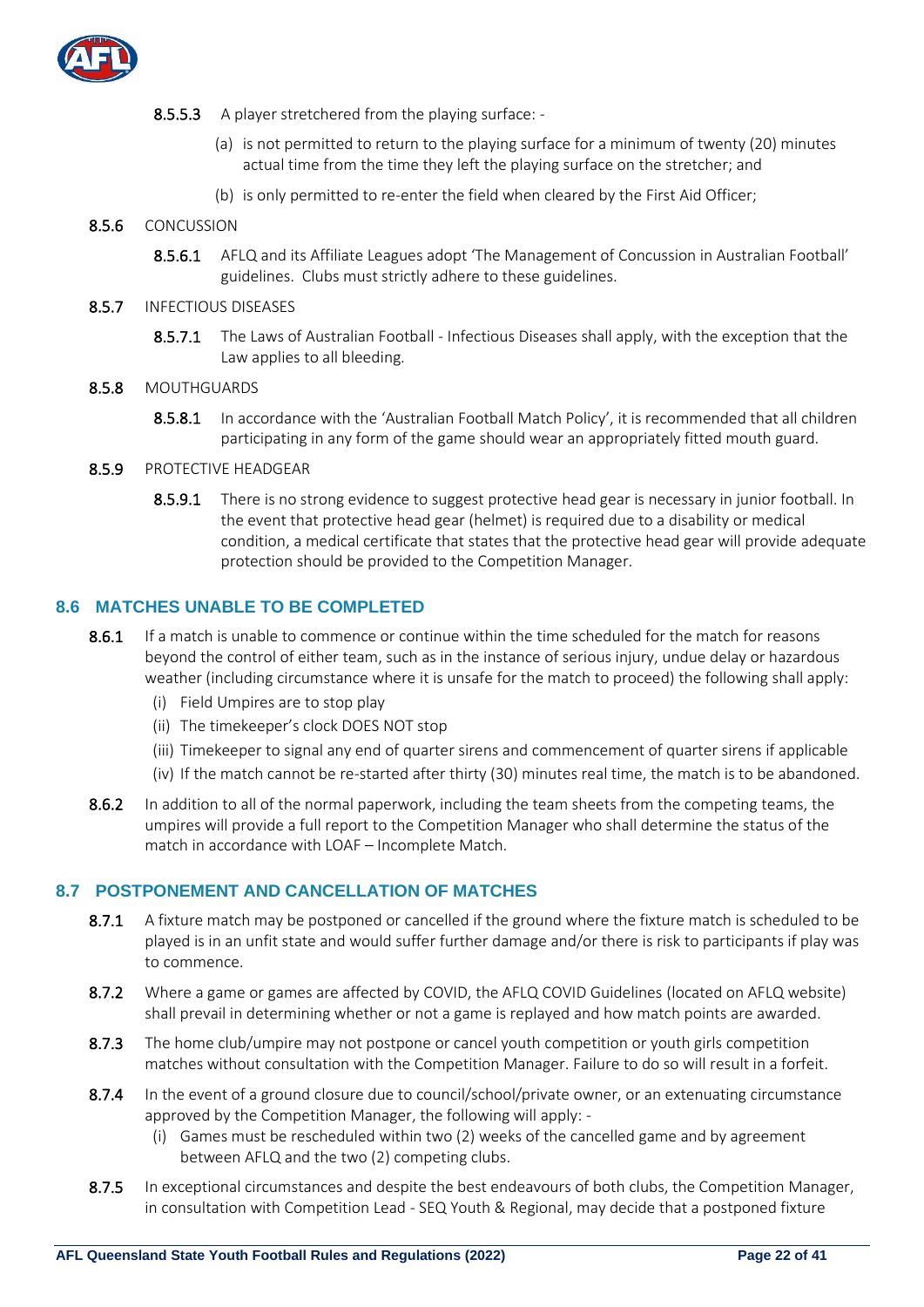**8.5.5.3** A player stretchered from the playing surface: -

(a) is not permitted to return to the playing surface for a minimum of twenty (20) minutes actual time from the time they left the playing surface on the stretcher; and

(b) is only permitted to re-enter the field when cleared by the First Aid Officer;

**8.5.6** CONCUSSION

**8.5.6.1** AFLQ and its Affiliate Leagues adopt 'The Management of Concussion in Australian Football' guidelines. Clubs must strictly adhere to these guidelines.

**8.5.7** INFECTIOUS DISEASES

**8.5.7.1** The Laws of Australian Football - Infectious Diseases shall apply, with the exception that the Law applies to all bleeding.

**8.5.8** MOUTHGUARDS

**8.5.8.1** In accordance with the 'Australian Football Match Policy', it is recommended that all children participating in any form of the game should wear an appropriately fitted mouth guard.

**8.5.9** PROTECTIVE HEADGEAR

**8.5.9.1** There is no strong evidence to suggest protective head gear is necessary in junior football. In the event that protective head gear (helmet) is required due to a disability or medical condition, a medical certificate that states that the protective head gear will provide adequate protection should be provided to the Competition Manager.

## 8.6 MATCHES UNABLE TO BE COMPLETED

**8.6.1** If a match is unable to commence or continue within the time scheduled for the match for reasons beyond the control of either team, such as in the instance of serious injury, undue delay or hazardous weather (including circumstance where it is unsafe for the match to proceed) the following shall apply:

(i) Field Umpires are to stop play

(ii) The timekeeper's clock DOES NOT stop

(iii) Timekeeper to signal any end of quarter sirens and commencement of quarter sirens if applicable

(iv) If the match cannot be re-started after thirty (30) minutes real time, the match is to be abandoned.

**8.6.2** In addition to all of the normal paperwork, including the team sheets from the competing teams, the umpires will provide a full report to the Competition Manager who shall determine the status of the match in accordance with LOAF – Incomplete Match.

## 8.7 POSTPONEMENT AND CANCELLATION OF MATCHES

**8.7.1** A fixture match may be postponed or cancelled if the ground where the fixture match is scheduled to be played is in an unfit state and would suffer further damage and/or there is risk to participants if play was to commence.

**8.7.2** Where a game or games are affected by COVID, the AFLQ COVID Guidelines (located on AFLQ website) shall prevail in determining whether or not a game is replayed and how match points are awarded.

**8.7.3** The home club/umpire may not postpone or cancel youth competition or youth girls competition matches without consultation with the Competition Manager. Failure to do so will result in a forfeit.

**8.7.4** In the event of a ground closure due to council/school/private owner, or an extenuating circumstance approved by the Competition Manager, the following will apply: -

(i) Games must be rescheduled within two (2) weeks of the cancelled game and by agreement between AFLQ and the two (2) competing clubs.

**8.7.5** In exceptional circumstances and despite the best endeavours of both clubs, the Competition Manager, in consultation with Competition Lead - SEQ Youth & Regional, may decide that a postponed fixture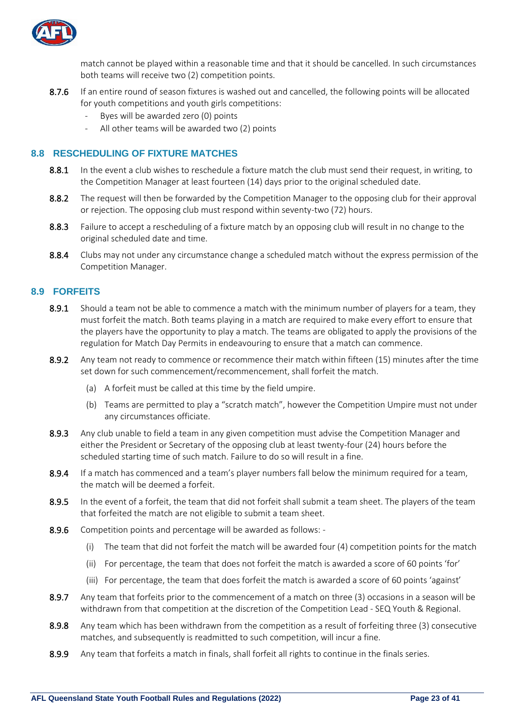match cannot be played within a reasonable time and that it should be cancelled. In such circumstances both teams will receive two (2) competition points.

**8.7.6** If an entire round of season fixtures is washed out and cancelled, the following points will be allocated for youth competitions and youth girls competitions:

- Byes will be awarded zero (0) points
- All other teams will be awarded two (2) points

## 8.8 RESCHEDULING OF FIXTURE MATCHES

**8.8.1** In the event a club wishes to reschedule a fixture match the club must send their request, in writing, to the Competition Manager at least fourteen (14) days prior to the original scheduled date.

**8.8.2** The request will then be forwarded by the Competition Manager to the opposing club for their approval or rejection. The opposing club must respond within seventy-two (72) hours.

**8.8.3** Failure to accept a rescheduling of a fixture match by an opposing club will result in no change to the original scheduled date and time.

**8.8.4** Clubs may not under any circumstance change a scheduled match without the express permission of the Competition Manager.

## 8.9 FORFEITS

**8.9.1** Should a team not be able to commence a match with the minimum number of players for a team, they must forfeit the match. Both teams playing in a match are required to make every effort to ensure that the players have the opportunity to play a match. The teams are obligated to apply the provisions of the regulation for Match Day Permits in endeavouring to ensure that a match can commence.

**8.9.2** Any team not ready to commence or recommence their match within fifteen (15) minutes after the time set down for such commencement/recommencement, shall forfeit the match.

(a) A forfeit must be called at this time by the field umpire.

(b) Teams are permitted to play a "scratch match", however the Competition Umpire must not under any circumstances officiate.

**8.9.3** Any club unable to field a team in any given competition must advise the Competition Manager and either the President or Secretary of the opposing club at least twenty-four (24) hours before the scheduled starting time of such match. Failure to do so will result in a fine.

**8.9.4** If a match has commenced and a team's player numbers fall below the minimum required for a team, the match will be deemed a forfeit.

**8.9.5** In the event of a forfeit, the team that did not forfeit shall submit a team sheet. The players of the team that forfeited the match are not eligible to submit a team sheet.

**8.9.6** Competition points and percentage will be awarded as follows: -

(i) The team that did not forfeit the match will be awarded four (4) competition points for the match

(ii) For percentage, the team that does not forfeit the match is awarded a score of 60 points 'for'

(iii) For percentage, the team that does forfeit the match is awarded a score of 60 points 'against'

**8.9.7** Any team that forfeits prior to the commencement of a match on three (3) occasions in a season will be withdrawn from that competition at the discretion of the Competition Lead - SEQ Youth & Regional.

**8.9.8** Any team which has been withdrawn from the competition as a result of forfeiting three (3) consecutive matches, and subsequently is readmitted to such competition, will incur a fine.

**8.9.9** Any team that forfeits a match in finals, shall forfeit all rights to continue in the finals series.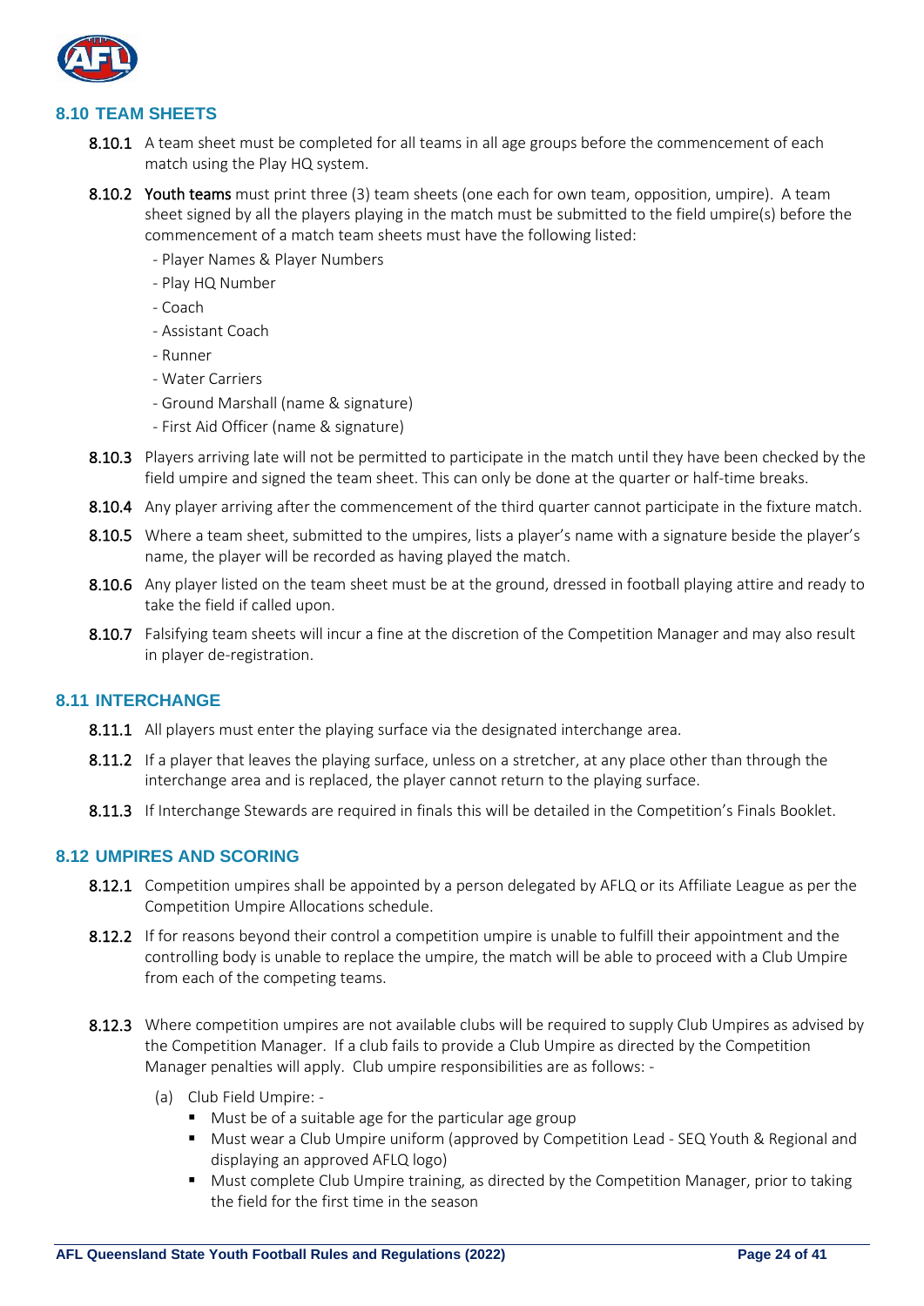## 8.10 TEAM SHEETS

**8.10.1** A team sheet must be completed for all teams in all age groups before the commencement of each match using the Play HQ system.

**8.10.2** **Youth teams** must print three (3) team sheets (one each for own team, opposition, umpire). A team sheet signed by all the players playing in the match must be submitted to the field umpire(s) before the commencement of a match team sheets must have the following listed:

- Player Names & Player Numbers
- Play HQ Number
- Coach
- Assistant Coach
- Runner
- Water Carriers
- Ground Marshall (name & signature)
- First Aid Officer (name & signature)

**8.10.3** Players arriving late will not be permitted to participate in the match until they have been checked by the field umpire and signed the team sheet. This can only be done at the quarter or half-time breaks.

**8.10.4** Any player arriving after the commencement of the third quarter cannot participate in the fixture match.

**8.10.5** Where a team sheet, submitted to the umpires, lists a player's name with a signature beside the player's name, the player will be recorded as having played the match.

**8.10.6** Any player listed on the team sheet must be at the ground, dressed in football playing attire and ready to take the field if called upon.

**8.10.7** Falsifying team sheets will incur a fine at the discretion of the Competition Manager and may also result in player de-registration.

## 8.11 INTERCHANGE

**8.11.1** All players must enter the playing surface via the designated interchange area.

**8.11.2** If a player that leaves the playing surface, unless on a stretcher, at any place other than through the interchange area and is replaced, the player cannot return to the playing surface.

**8.11.3** If Interchange Stewards are required in finals this will be detailed in the Competition's Finals Booklet.

## 8.12 UMPIRES AND SCORING

**8.12.1** Competition umpires shall be appointed by a person delegated by AFLQ or its Affiliate League as per the Competition Umpire Allocations schedule.

**8.12.2** If for reasons beyond their control a competition umpire is unable to fulfill their appointment and the controlling body is unable to replace the umpire, the match will be able to proceed with a Club Umpire from each of the competing teams.

**8.12.3** Where competition umpires are not available clubs will be required to supply Club Umpires as advised by the Competition Manager. If a club fails to provide a Club Umpire as directed by the Competition Manager penalties will apply. Club umpire responsibilities are as follows: -

(a) Club Field Umpire: -

- Must be of a suitable age for the particular age group
- Must wear a Club Umpire uniform (approved by Competition Lead - SEQ Youth & Regional and displaying an approved AFLQ logo)
- Must complete Club Umpire training, as directed by the Competition Manager, prior to taking the field for the first time in the season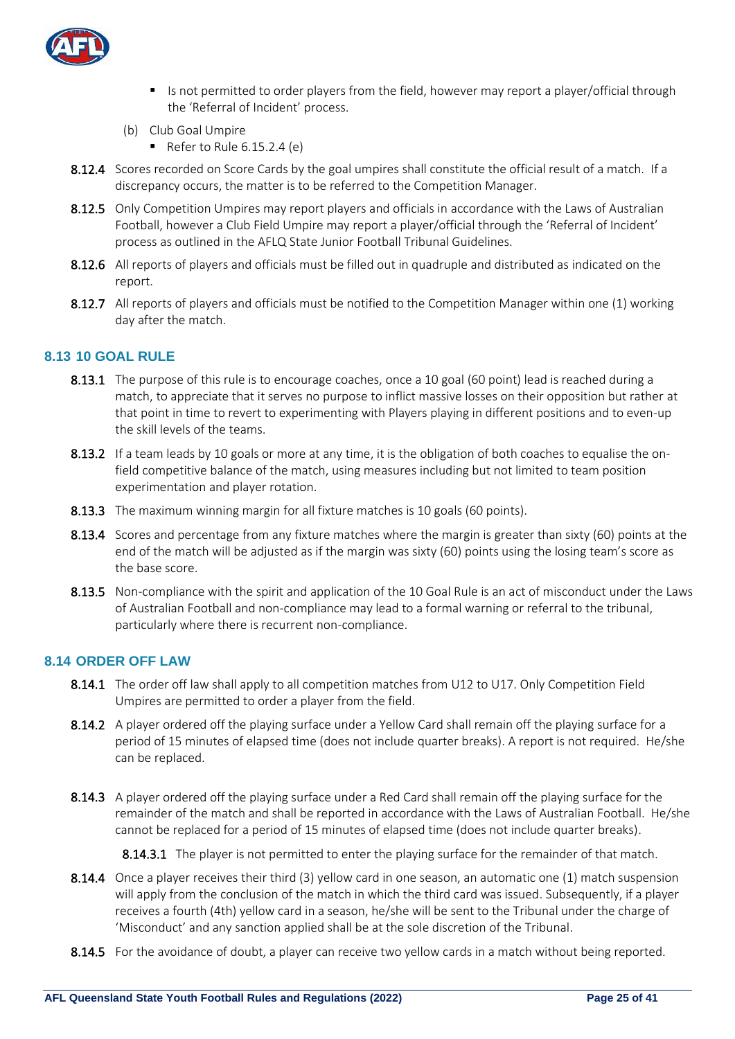- Is not permitted to order players from the field, however may report a player/official through the 'Referral of Incident' process.

(b) Club Goal Umpire

- Refer to Rule 6.15.2.4 (e)

**8.12.4** Scores recorded on Score Cards by the goal umpires shall constitute the official result of a match. If a discrepancy occurs, the matter is to be referred to the Competition Manager.

**8.12.5** Only Competition Umpires may report players and officials in accordance with the Laws of Australian Football, however a Club Field Umpire may report a player/official through the 'Referral of Incident' process as outlined in the AFLQ State Junior Football Tribunal Guidelines.

**8.12.6** All reports of players and officials must be filled out in quadruple and distributed as indicated on the report.

**8.12.7** All reports of players and officials must be notified to the Competition Manager within one (1) working day after the match.

## 8.13 10 GOAL RULE

**8.13.1** The purpose of this rule is to encourage coaches, once a 10 goal (60 point) lead is reached during a match, to appreciate that it serves no purpose to inflict massive losses on their opposition but rather at that point in time to revert to experimenting with Players playing in different positions and to even-up the skill levels of the teams.

**8.13.2** If a team leads by 10 goals or more at any time, it is the obligation of both coaches to equalise the on-field competitive balance of the match, using measures including but not limited to team position experimentation and player rotation.

**8.13.3** The maximum winning margin for all fixture matches is 10 goals (60 points).

**8.13.4** Scores and percentage from any fixture matches where the margin is greater than sixty (60) points at the end of the match will be adjusted as if the margin was sixty (60) points using the losing team's score as the base score.

**8.13.5** Non-compliance with the spirit and application of the 10 Goal Rule is an act of misconduct under the Laws of Australian Football and non-compliance may lead to a formal warning or referral to the tribunal, particularly where there is recurrent non-compliance.

## 8.14 ORDER OFF LAW

**8.14.1** The order off law shall apply to all competition matches from U12 to U17. Only Competition Field Umpires are permitted to order a player from the field.

**8.14.2** A player ordered off the playing surface under a Yellow Card shall remain off the playing surface for a period of 15 minutes of elapsed time (does not include quarter breaks). A report is not required. He/she can be replaced.

**8.14.3** A player ordered off the playing surface under a Red Card shall remain off the playing surface for the remainder of the match and shall be reported in accordance with the Laws of Australian Football. He/she cannot be replaced for a period of 15 minutes of elapsed time (does not include quarter breaks).

**8.14.3.1** The player is not permitted to enter the playing surface for the remainder of that match.

**8.14.4** Once a player receives their third (3) yellow card in one season, an automatic one (1) match suspension will apply from the conclusion of the match in which the third card was issued. Subsequently, if a player receives a fourth (4th) yellow card in a season, he/she will be sent to the Tribunal under the charge of 'Misconduct' and any sanction applied shall be at the sole discretion of the Tribunal.

**8.14.5** For the avoidance of doubt, a player can receive two yellow cards in a match without being reported.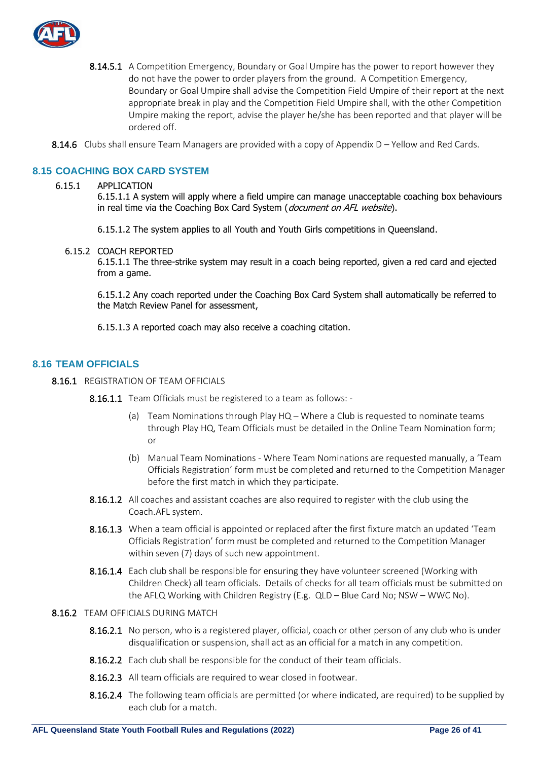**8.14.5.1** A Competition Emergency, Boundary or Goal Umpire has the power to report however they do not have the power to order players from the ground. A Competition Emergency, Boundary or Goal Umpire shall advise the Competition Field Umpire of their report at the next appropriate break in play and the Competition Field Umpire shall, with the other Competition Umpire making the report, advise the player he/she has been reported and that player will be ordered off.

**8.14.6** Clubs shall ensure Team Managers are provided with a copy of Appendix D – Yellow and Red Cards.

## 8.15 COACHING BOX CARD SYSTEM

6.15.1 APPLICATION

6.15.1.1 A system will apply where a field umpire can manage unacceptable coaching box behaviours in real time via the Coaching Box Card System (*document on AFL website*).

6.15.1.2 The system applies to all Youth and Youth Girls competitions in Queensland.

6.15.2 COACH REPORTED

6.15.1.1 The three-strike system may result in a coach being reported, given a red card and ejected from a game.

6.15.1.2 Any coach reported under the Coaching Box Card System shall automatically be referred to the Match Review Panel for assessment,

6.15.1.3 A reported coach may also receive a coaching citation.

## 8.16 TEAM OFFICIALS

**8.16.1** REGISTRATION OF TEAM OFFICIALS

**8.16.1.1** Team Officials must be registered to a team as follows: -

(a) Team Nominations through Play HQ – Where a Club is requested to nominate teams through Play HQ, Team Officials must be detailed in the Online Team Nomination form; or

(b) Manual Team Nominations - Where Team Nominations are requested manually, a 'Team Officials Registration' form must be completed and returned to the Competition Manager before the first match in which they participate.

**8.16.1.2** All coaches and assistant coaches are also required to register with the club using the Coach.AFL system.

**8.16.1.3** When a team official is appointed or replaced after the first fixture match an updated 'Team Officials Registration' form must be completed and returned to the Competition Manager within seven (7) days of such new appointment.

**8.16.1.4** Each club shall be responsible for ensuring they have volunteer screened (Working with Children Check) all team officials. Details of checks for all team officials must be submitted on the AFLQ Working with Children Registry (E.g. QLD – Blue Card No; NSW – WWC No).

**8.16.2** TEAM OFFICIALS DURING MATCH

**8.16.2.1** No person, who is a registered player, official, coach or other person of any club who is under disqualification or suspension, shall act as an official for a match in any competition.

**8.16.2.2** Each club shall be responsible for the conduct of their team officials.

**8.16.2.3** All team officials are required to wear closed in footwear.

**8.16.2.4** The following team officials are permitted (or where indicated, are required) to be supplied by each club for a match.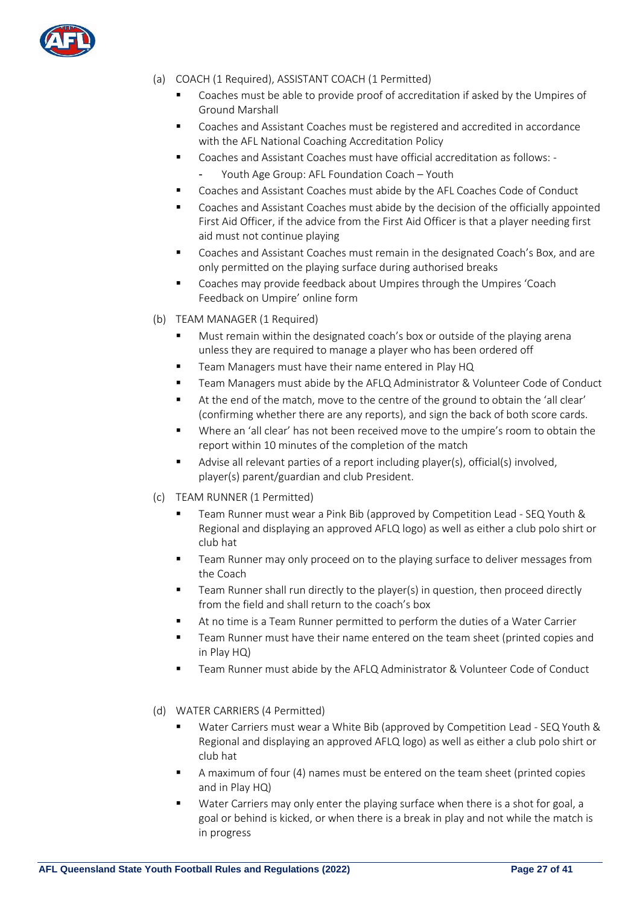(a) COACH (1 Required), ASSISTANT COACH (1 Permitted)

- Coaches must be able to provide proof of accreditation if asked by the Umpires of Ground Marshall
- Coaches and Assistant Coaches must be registered and accredited in accordance with the AFL National Coaching Accreditation Policy
- Coaches and Assistant Coaches must have official accreditation as follows: -
  - Youth Age Group: AFL Foundation Coach – Youth
- Coaches and Assistant Coaches must abide by the AFL Coaches Code of Conduct
- Coaches and Assistant Coaches must abide by the decision of the officially appointed First Aid Officer, if the advice from the First Aid Officer is that a player needing first aid must not continue playing
- Coaches and Assistant Coaches must remain in the designated Coach's Box, and are only permitted on the playing surface during authorised breaks
- Coaches may provide feedback about Umpires through the Umpires 'Coach Feedback on Umpire' online form

(b) TEAM MANAGER (1 Required)

- Must remain within the designated coach's box or outside of the playing arena unless they are required to manage a player who has been ordered off
- Team Managers must have their name entered in Play HQ
- Team Managers must abide by the AFLQ Administrator & Volunteer Code of Conduct
- At the end of the match, move to the centre of the ground to obtain the 'all clear' (confirming whether there are any reports), and sign the back of both score cards.
- Where an 'all clear' has not been received move to the umpire's room to obtain the report within 10 minutes of the completion of the match
- Advise all relevant parties of a report including player(s), official(s) involved, player(s) parent/guardian and club President.

(c) TEAM RUNNER (1 Permitted)

- Team Runner must wear a Pink Bib (approved by Competition Lead - SEQ Youth & Regional and displaying an approved AFLQ logo) as well as either a club polo shirt or club hat
- Team Runner may only proceed on to the playing surface to deliver messages from the Coach
- Team Runner shall run directly to the player(s) in question, then proceed directly from the field and shall return to the coach's box
- At no time is a Team Runner permitted to perform the duties of a Water Carrier
- Team Runner must have their name entered on the team sheet (printed copies and in Play HQ)
- Team Runner must abide by the AFLQ Administrator & Volunteer Code of Conduct

(d) WATER CARRIERS (4 Permitted)

- Water Carriers must wear a White Bib (approved by Competition Lead - SEQ Youth & Regional and displaying an approved AFLQ logo) as well as either a club polo shirt or club hat
- A maximum of four (4) names must be entered on the team sheet (printed copies and in Play HQ)
- Water Carriers may only enter the playing surface when there is a shot for goal, a goal or behind is kicked, or when there is a break in play and not while the match is in progress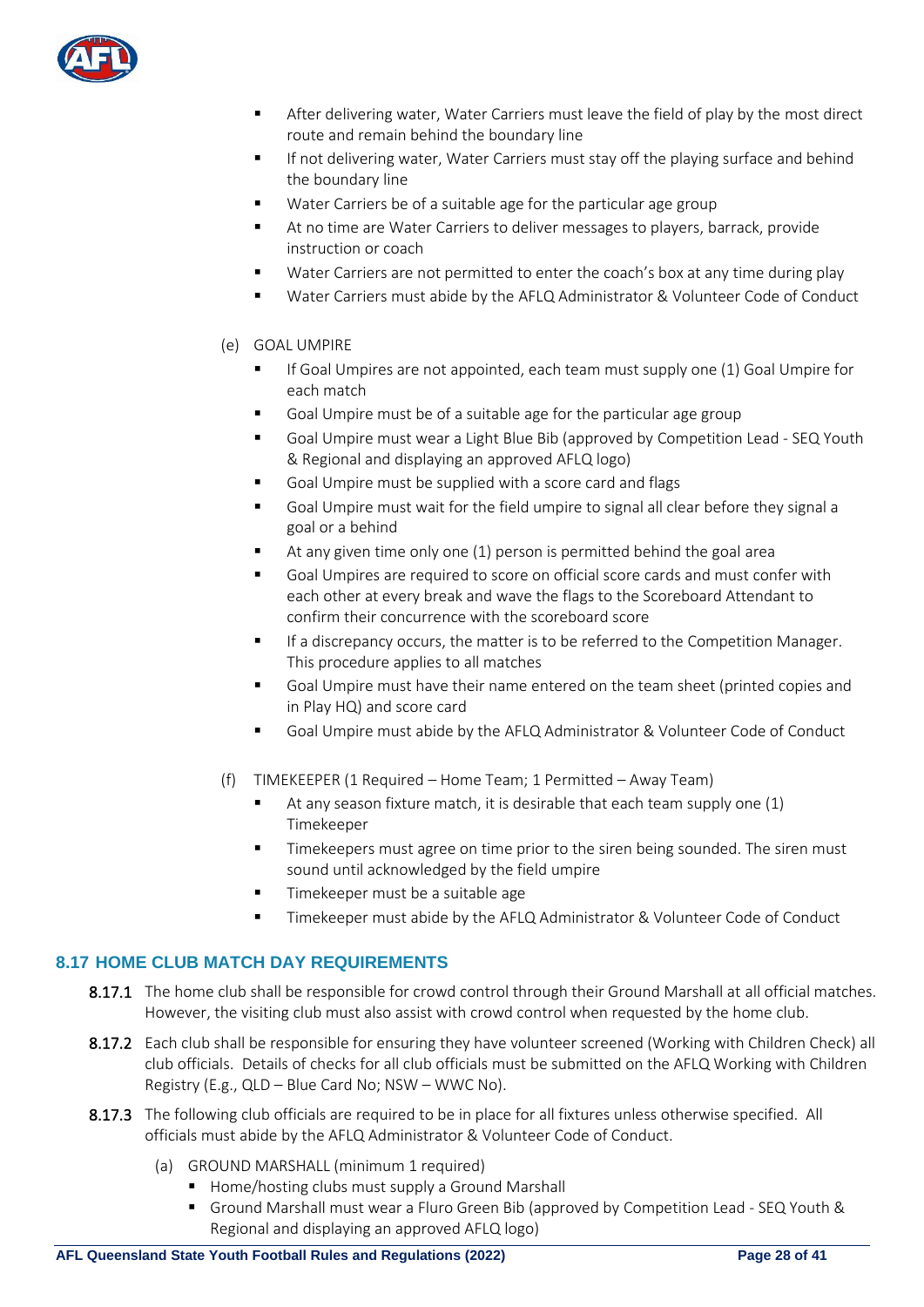- After delivering water, Water Carriers must leave the field of play by the most direct route and remain behind the boundary line
- If not delivering water, Water Carriers must stay off the playing surface and behind the boundary line
- Water Carriers be of a suitable age for the particular age group
- At no time are Water Carriers to deliver messages to players, barrack, provide instruction or coach
- Water Carriers are not permitted to enter the coach's box at any time during play
- Water Carriers must abide by the AFLQ Administrator & Volunteer Code of Conduct

(e) GOAL UMPIRE

- If Goal Umpires are not appointed, each team must supply one (1) Goal Umpire for each match
- Goal Umpire must be of a suitable age for the particular age group
- Goal Umpire must wear a Light Blue Bib (approved by Competition Lead - SEQ Youth & Regional and displaying an approved AFLQ logo)
- Goal Umpire must be supplied with a score card and flags
- Goal Umpire must wait for the field umpire to signal all clear before they signal a goal or a behind
- At any given time only one (1) person is permitted behind the goal area
- Goal Umpires are required to score on official score cards and must confer with each other at every break and wave the flags to the Scoreboard Attendant to confirm their concurrence with the scoreboard score
- If a discrepancy occurs, the matter is to be referred to the Competition Manager. This procedure applies to all matches
- Goal Umpire must have their name entered on the team sheet (printed copies and in Play HQ) and score card
- Goal Umpire must abide by the AFLQ Administrator & Volunteer Code of Conduct

(f) TIMEKEEPER (1 Required – Home Team; 1 Permitted – Away Team)

- At any season fixture match, it is desirable that each team supply one (1) Timekeeper
- Timekeepers must agree on time prior to the siren being sounded. The siren must sound until acknowledged by the field umpire
- Timekeeper must be a suitable age
- Timekeeper must abide by the AFLQ Administrator & Volunteer Code of Conduct

## 8.17 HOME CLUB MATCH DAY REQUIREMENTS

**8.17.1** The home club shall be responsible for crowd control through their Ground Marshall at all official matches. However, the visiting club must also assist with crowd control when requested by the home club.

**8.17.2** Each club shall be responsible for ensuring they have volunteer screened (Working with Children Check) all club officials. Details of checks for all club officials must be submitted on the AFLQ Working with Children Registry (E.g., QLD – Blue Card No; NSW – WWC No).

**8.17.3** The following club officials are required to be in place for all fixtures unless otherwise specified. All officials must abide by the AFLQ Administrator & Volunteer Code of Conduct.

(a) GROUND MARSHALL (minimum 1 required)

- Home/hosting clubs must supply a Ground Marshall
- Ground Marshall must wear a Fluro Green Bib (approved by Competition Lead - SEQ Youth & Regional and displaying an approved AFLQ logo)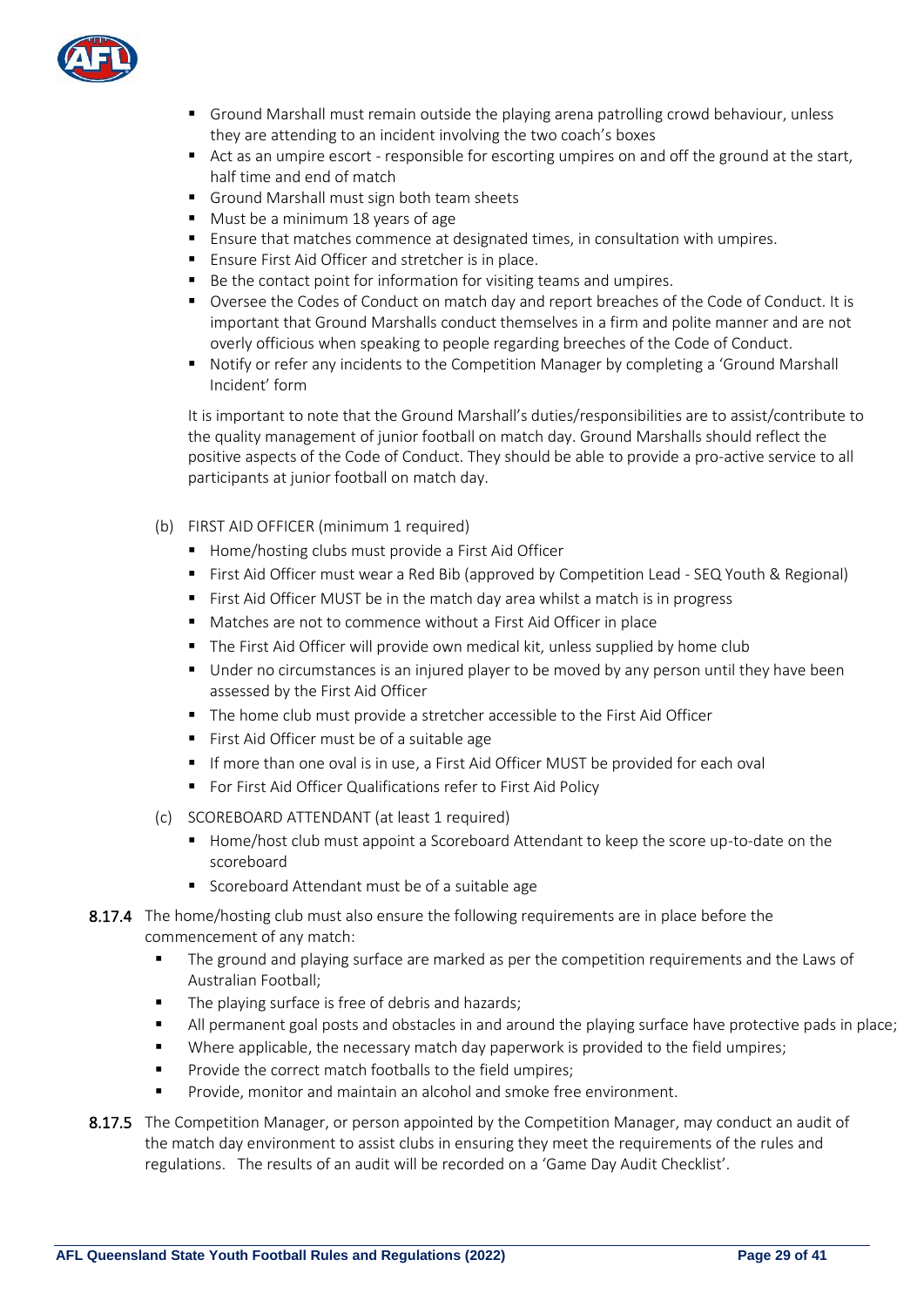- Ground Marshall must remain outside the playing arena patrolling crowd behaviour, unless they are attending to an incident involving the two coach's boxes
- Act as an umpire escort - responsible for escorting umpires on and off the ground at the start, half time and end of match
- Ground Marshall must sign both team sheets
- Must be a minimum 18 years of age
- Ensure that matches commence at designated times, in consultation with umpires.
- Ensure First Aid Officer and stretcher is in place.
- Be the contact point for information for visiting teams and umpires.
- Oversee the Codes of Conduct on match day and report breaches of the Code of Conduct. It is important that Ground Marshalls conduct themselves in a firm and polite manner and are not overly officious when speaking to people regarding breeches of the Code of Conduct.
- Notify or refer any incidents to the Competition Manager by completing a 'Ground Marshall Incident' form

It is important to note that the Ground Marshall's duties/responsibilities are to assist/contribute to the quality management of junior football on match day. Ground Marshalls should reflect the positive aspects of the Code of Conduct. They should be able to provide a pro-active service to all participants at junior football on match day.

(b) FIRST AID OFFICER (minimum 1 required)

- Home/hosting clubs must provide a First Aid Officer
- First Aid Officer must wear a Red Bib (approved by Competition Lead - SEQ Youth & Regional)
- First Aid Officer MUST be in the match day area whilst a match is in progress
- Matches are not to commence without a First Aid Officer in place
- The First Aid Officer will provide own medical kit, unless supplied by home club
- Under no circumstances is an injured player to be moved by any person until they have been assessed by the First Aid Officer
- The home club must provide a stretcher accessible to the First Aid Officer
- First Aid Officer must be of a suitable age
- If more than one oval is in use, a First Aid Officer MUST be provided for each oval
- For First Aid Officer Qualifications refer to First Aid Policy

(c) SCOREBOARD ATTENDANT (at least 1 required)

- Home/host club must appoint a Scoreboard Attendant to keep the score up-to-date on the scoreboard
- Scoreboard Attendant must be of a suitable age

**8.17.4** The home/hosting club must also ensure the following requirements are in place before the commencement of any match:

- The ground and playing surface are marked as per the competition requirements and the Laws of Australian Football;
- The playing surface is free of debris and hazards;
- All permanent goal posts and obstacles in and around the playing surface have protective pads in place;
- Where applicable, the necessary match day paperwork is provided to the field umpires;
- Provide the correct match footballs to the field umpires;
- Provide, monitor and maintain an alcohol and smoke free environment.

**8.17.5** The Competition Manager, or person appointed by the Competition Manager, may conduct an audit of the match day environment to assist clubs in ensuring they meet the requirements of the rules and regulations. The results of an audit will be recorded on a 'Game Day Audit Checklist'.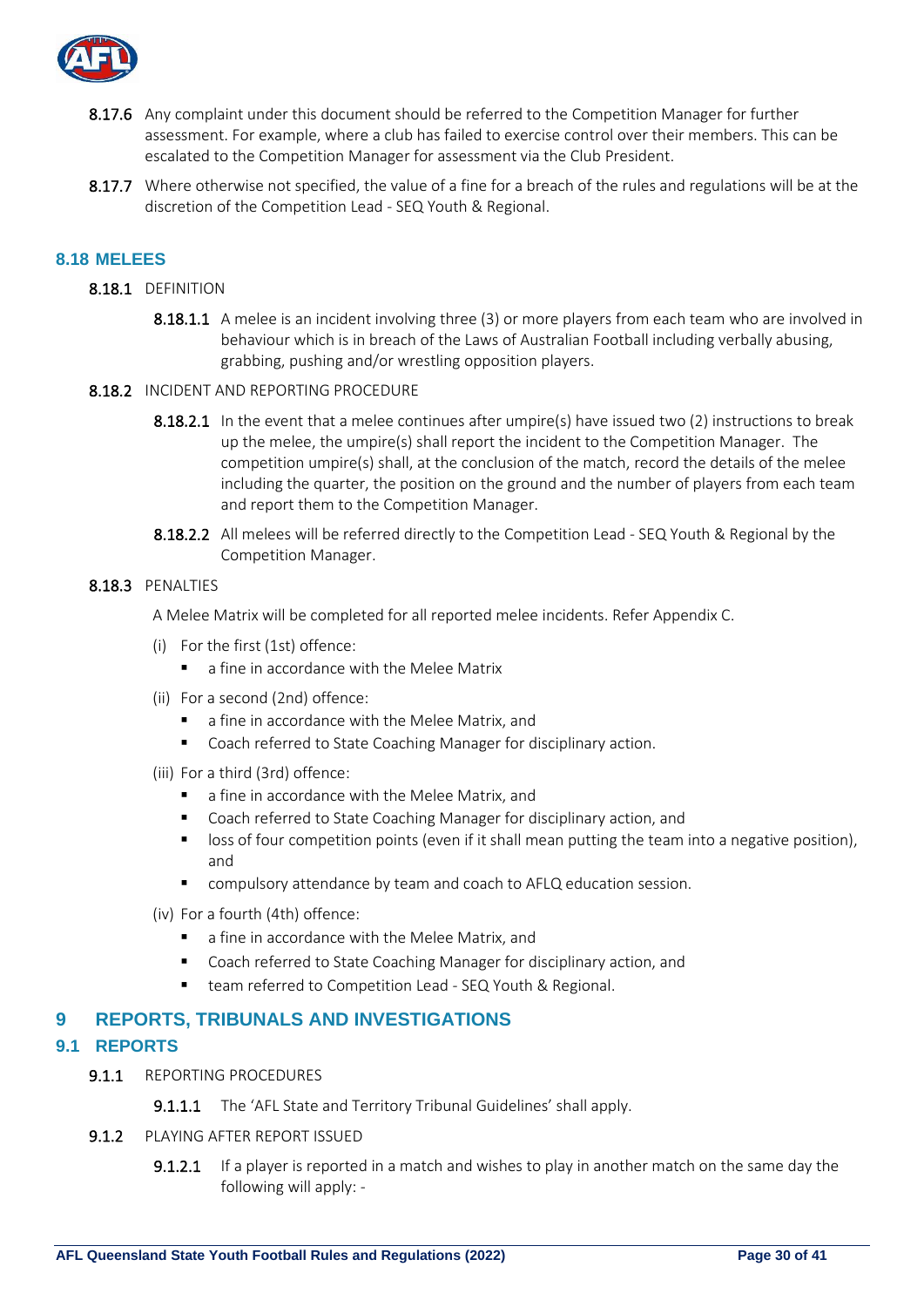**8.17.6** Any complaint under this document should be referred to the Competition Manager for further assessment. For example, where a club has failed to exercise control over their members. This can be escalated to the Competition Manager for assessment via the Club President.

**8.17.7** Where otherwise not specified, the value of a fine for a breach of the rules and regulations will be at the discretion of the Competition Lead - SEQ Youth & Regional.

### 8.18 MELEES

**8.18.1** DEFINITION

**8.18.1.1** A melee is an incident involving three (3) or more players from each team who are involved in behaviour which is in breach of the Laws of Australian Football including verbally abusing, grabbing, pushing and/or wrestling opposition players.

**8.18.2** INCIDENT AND REPORTING PROCEDURE

**8.18.2.1** In the event that a melee continues after umpire(s) have issued two (2) instructions to break up the melee, the umpire(s) shall report the incident to the Competition Manager. The competition umpire(s) shall, at the conclusion of the match, record the details of the melee including the quarter, the position on the ground and the number of players from each team and report them to the Competition Manager.

**8.18.2.2** All melees will be referred directly to the Competition Lead - SEQ Youth & Regional by the Competition Manager.

**8.18.3** PENALTIES

A Melee Matrix will be completed for all reported melee incidents. Refer Appendix C.

(i) For the first (1st) offence:
- a fine in accordance with the Melee Matrix

(ii) For a second (2nd) offence:
- a fine in accordance with the Melee Matrix, and
- Coach referred to State Coaching Manager for disciplinary action.

(iii) For a third (3rd) offence:
- a fine in accordance with the Melee Matrix, and
- Coach referred to State Coaching Manager for disciplinary action, and
- loss of four competition points (even if it shall mean putting the team into a negative position), and
- compulsory attendance by team and coach to AFLQ education session.

(iv) For a fourth (4th) offence:
- a fine in accordance with the Melee Matrix, and
- Coach referred to State Coaching Manager for disciplinary action, and
- team referred to Competition Lead - SEQ Youth & Regional.

## 9 REPORTS, TRIBUNALS AND INVESTIGATIONS

### 9.1 REPORTS

**9.1.1** REPORTING PROCEDURES

**9.1.1.1** The 'AFL State and Territory Tribunal Guidelines' shall apply.

**9.1.2** PLAYING AFTER REPORT ISSUED

**9.1.2.1** If a player is reported in a match and wishes to play in another match on the same day the following will apply: -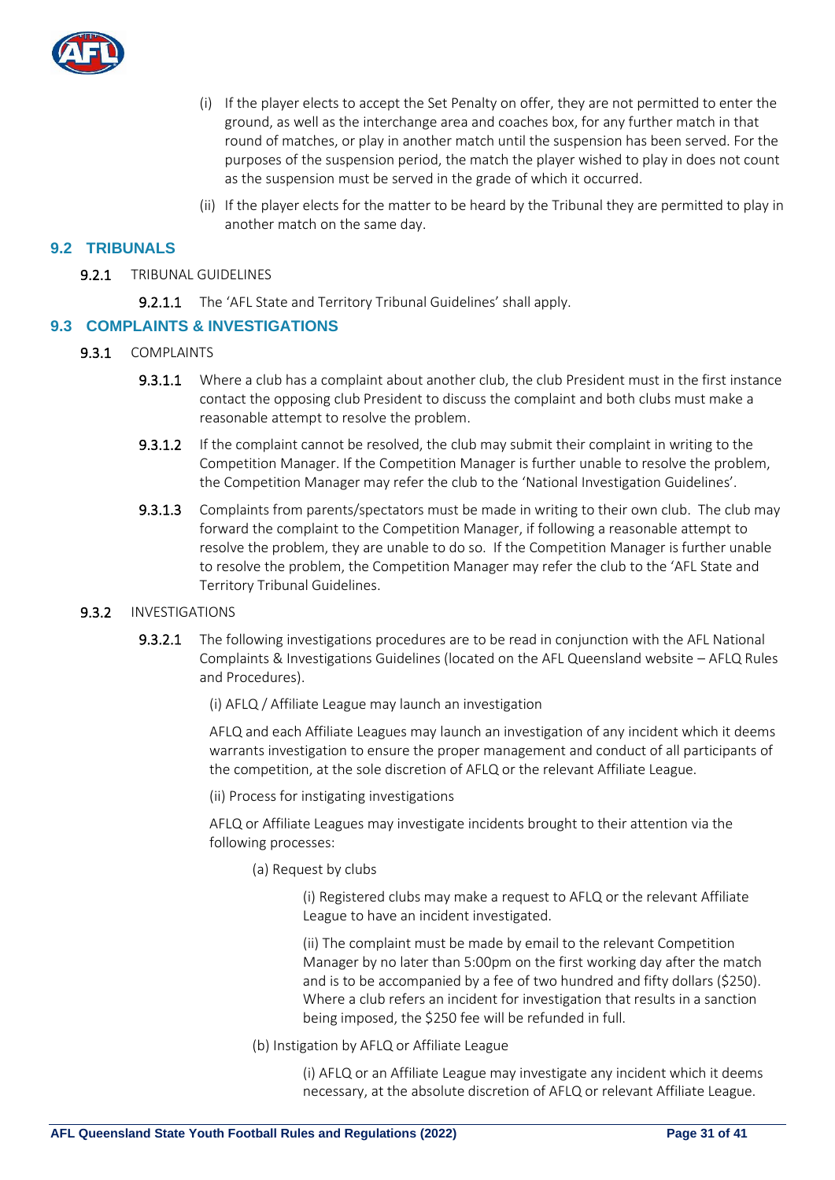(i) If the player elects to accept the Set Penalty on offer, they are not permitted to enter the ground, as well as the interchange area and coaches box, for any further match in that round of matches, or play in another match until the suspension has been served. For the purposes of the suspension period, the match the player wished to play in does not count as the suspension must be served in the grade of which it occurred.

(ii) If the player elects for the matter to be heard by the Tribunal they are permitted to play in another match on the same day.

## 9.2 TRIBUNALS

**9.2.1** TRIBUNAL GUIDELINES

**9.2.1.1** The 'AFL State and Territory Tribunal Guidelines' shall apply.

## 9.3 COMPLAINTS & INVESTIGATIONS

**9.3.1** COMPLAINTS

**9.3.1.1** Where a club has a complaint about another club, the club President must in the first instance contact the opposing club President to discuss the complaint and both clubs must make a reasonable attempt to resolve the problem.

**9.3.1.2** If the complaint cannot be resolved, the club may submit their complaint in writing to the Competition Manager. If the Competition Manager is further unable to resolve the problem, the Competition Manager may refer the club to the 'National Investigation Guidelines'.

**9.3.1.3** Complaints from parents/spectators must be made in writing to their own club. The club may forward the complaint to the Competition Manager, if following a reasonable attempt to resolve the problem, they are unable to do so. If the Competition Manager is further unable to resolve the problem, the Competition Manager may refer the club to the 'AFL State and Territory Tribunal Guidelines.

**9.3.2** INVESTIGATIONS

**9.3.2.1** The following investigations procedures are to be read in conjunction with the AFL National Complaints & Investigations Guidelines (located on the AFL Queensland website – AFLQ Rules and Procedures).

(i) AFLQ / Affiliate League may launch an investigation

AFLQ and each Affiliate Leagues may launch an investigation of any incident which it deems warrants investigation to ensure the proper management and conduct of all participants of the competition, at the sole discretion of AFLQ or the relevant Affiliate League.

(ii) Process for instigating investigations

AFLQ or Affiliate Leagues may investigate incidents brought to their attention via the following processes:

(a) Request by clubs

(i) Registered clubs may make a request to AFLQ or the relevant Affiliate League to have an incident investigated.

(ii) The complaint must be made by email to the relevant Competition Manager by no later than 5:00pm on the first working day after the match and is to be accompanied by a fee of two hundred and fifty dollars ($250). Where a club refers an incident for investigation that results in a sanction being imposed, the $250 fee will be refunded in full.

(b) Instigation by AFLQ or Affiliate League

(i) AFLQ or an Affiliate League may investigate any incident which it deems necessary, at the absolute discretion of AFLQ or relevant Affiliate League.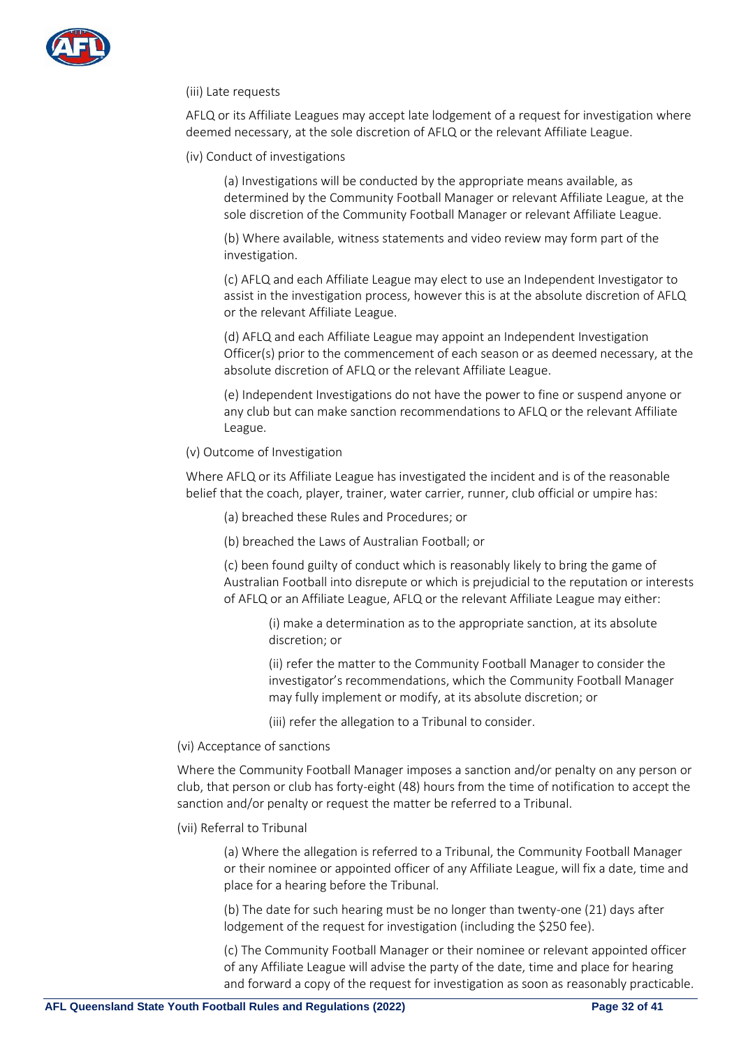(iii) Late requests

AFLQ or its Affiliate Leagues may accept late lodgement of a request for investigation where deemed necessary, at the sole discretion of AFLQ or the relevant Affiliate League.

(iv) Conduct of investigations

> (a) Investigations will be conducted by the appropriate means available, as determined by the Community Football Manager or relevant Affiliate League, at the sole discretion of the Community Football Manager or relevant Affiliate League.
>
> (b) Where available, witness statements and video review may form part of the investigation.
>
> (c) AFLQ and each Affiliate League may elect to use an Independent Investigator to assist in the investigation process, however this is at the absolute discretion of AFLQ or the relevant Affiliate League.
>
> (d) AFLQ and each Affiliate League may appoint an Independent Investigation Officer(s) prior to the commencement of each season or as deemed necessary, at the absolute discretion of AFLQ or the relevant Affiliate League.
>
> (e) Independent Investigations do not have the power to fine or suspend anyone or any club but can make sanction recommendations to AFLQ or the relevant Affiliate League.

(v) Outcome of Investigation

Where AFLQ or its Affiliate League has investigated the incident and is of the reasonable belief that the coach, player, trainer, water carrier, runner, club official or umpire has:

> (a) breached these Rules and Procedures; or
>
> (b) breached the Laws of Australian Football; or
>
> (c) been found guilty of conduct which is reasonably likely to bring the game of Australian Football into disrepute or which is prejudicial to the reputation or interests of AFLQ or an Affiliate League, AFLQ or the relevant Affiliate League may either:
>
> > (i) make a determination as to the appropriate sanction, at its absolute discretion; or
> >
> > (ii) refer the matter to the Community Football Manager to consider the investigator's recommendations, which the Community Football Manager may fully implement or modify, at its absolute discretion; or
> >
> > (iii) refer the allegation to a Tribunal to consider.

(vi) Acceptance of sanctions

Where the Community Football Manager imposes a sanction and/or penalty on any person or club, that person or club has forty-eight (48) hours from the time of notification to accept the sanction and/or penalty or request the matter be referred to a Tribunal.

(vii) Referral to Tribunal

> (a) Where the allegation is referred to a Tribunal, the Community Football Manager or their nominee or appointed officer of any Affiliate League, will fix a date, time and place for a hearing before the Tribunal.
>
> (b) The date for such hearing must be no longer than twenty-one (21) days after lodgement of the request for investigation (including the $250 fee).
>
> (c) The Community Football Manager or their nominee or relevant appointed officer of any Affiliate League will advise the party of the date, time and place for hearing and forward a copy of the request for investigation as soon as reasonably practicable.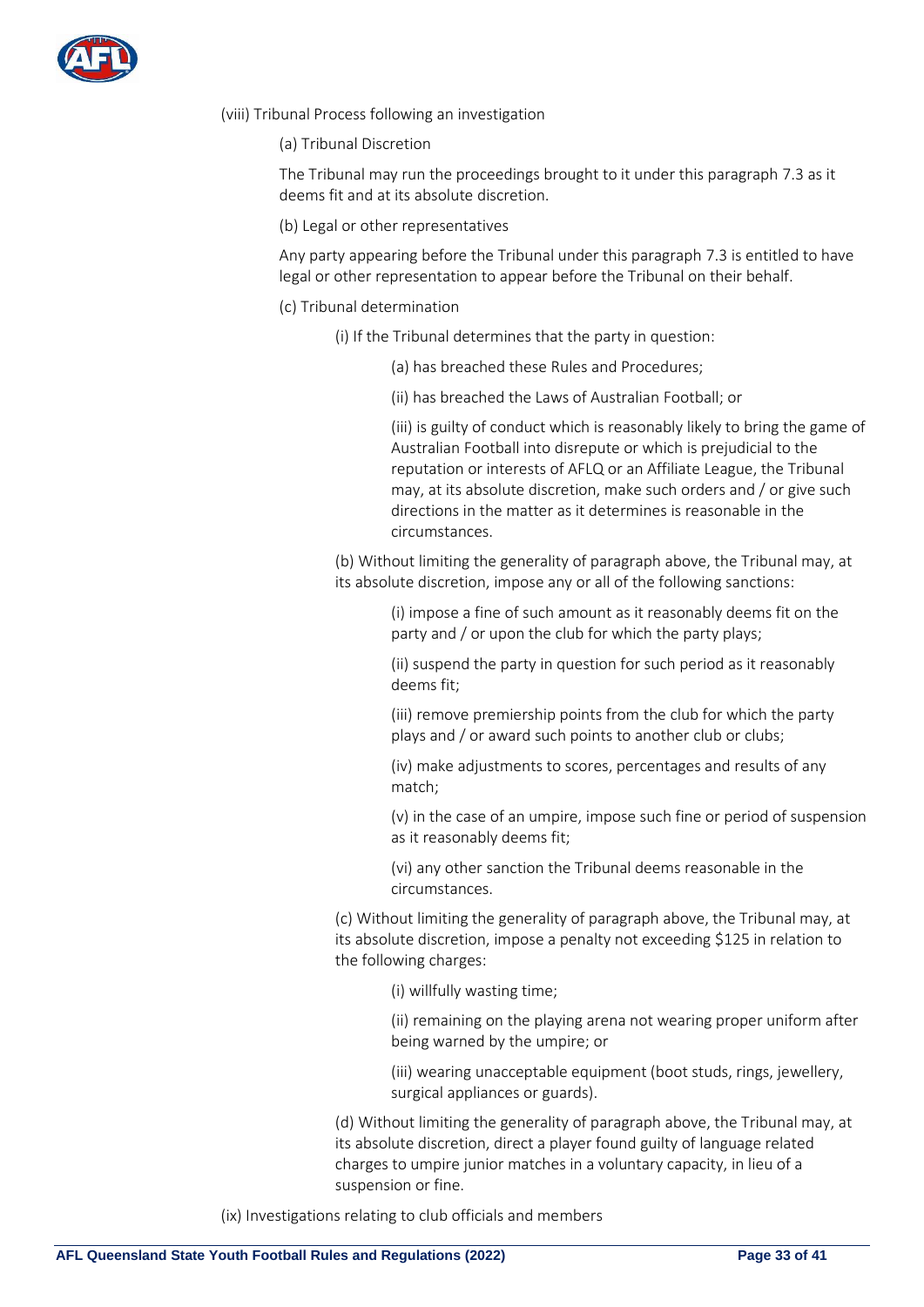(viii) Tribunal Process following an investigation

(a) Tribunal Discretion

The Tribunal may run the proceedings brought to it under this paragraph 7.3 as it deems fit and at its absolute discretion.

(b) Legal or other representatives

Any party appearing before the Tribunal under this paragraph 7.3 is entitled to have legal or other representation to appear before the Tribunal on their behalf.

(c) Tribunal determination

(i) If the Tribunal determines that the party in question:

(a) has breached these Rules and Procedures;

(ii) has breached the Laws of Australian Football; or

(iii) is guilty of conduct which is reasonably likely to bring the game of Australian Football into disrepute or which is prejudicial to the reputation or interests of AFLQ or an Affiliate League, the Tribunal may, at its absolute discretion, make such orders and / or give such directions in the matter as it determines is reasonable in the circumstances.

(b) Without limiting the generality of paragraph above, the Tribunal may, at its absolute discretion, impose any or all of the following sanctions:

(i) impose a fine of such amount as it reasonably deems fit on the party and / or upon the club for which the party plays;

(ii) suspend the party in question for such period as it reasonably deems fit;

(iii) remove premiership points from the club for which the party plays and / or award such points to another club or clubs;

(iv) make adjustments to scores, percentages and results of any match;

(v) in the case of an umpire, impose such fine or period of suspension as it reasonably deems fit;

(vi) any other sanction the Tribunal deems reasonable in the circumstances.

(c) Without limiting the generality of paragraph above, the Tribunal may, at its absolute discretion, impose a penalty not exceeding $125 in relation to the following charges:

(i) willfully wasting time;

(ii) remaining on the playing arena not wearing proper uniform after being warned by the umpire; or

(iii) wearing unacceptable equipment (boot studs, rings, jewellery, surgical appliances or guards).

(d) Without limiting the generality of paragraph above, the Tribunal may, at its absolute discretion, direct a player found guilty of language related charges to umpire junior matches in a voluntary capacity, in lieu of a suspension or fine.

(ix) Investigations relating to club officials and members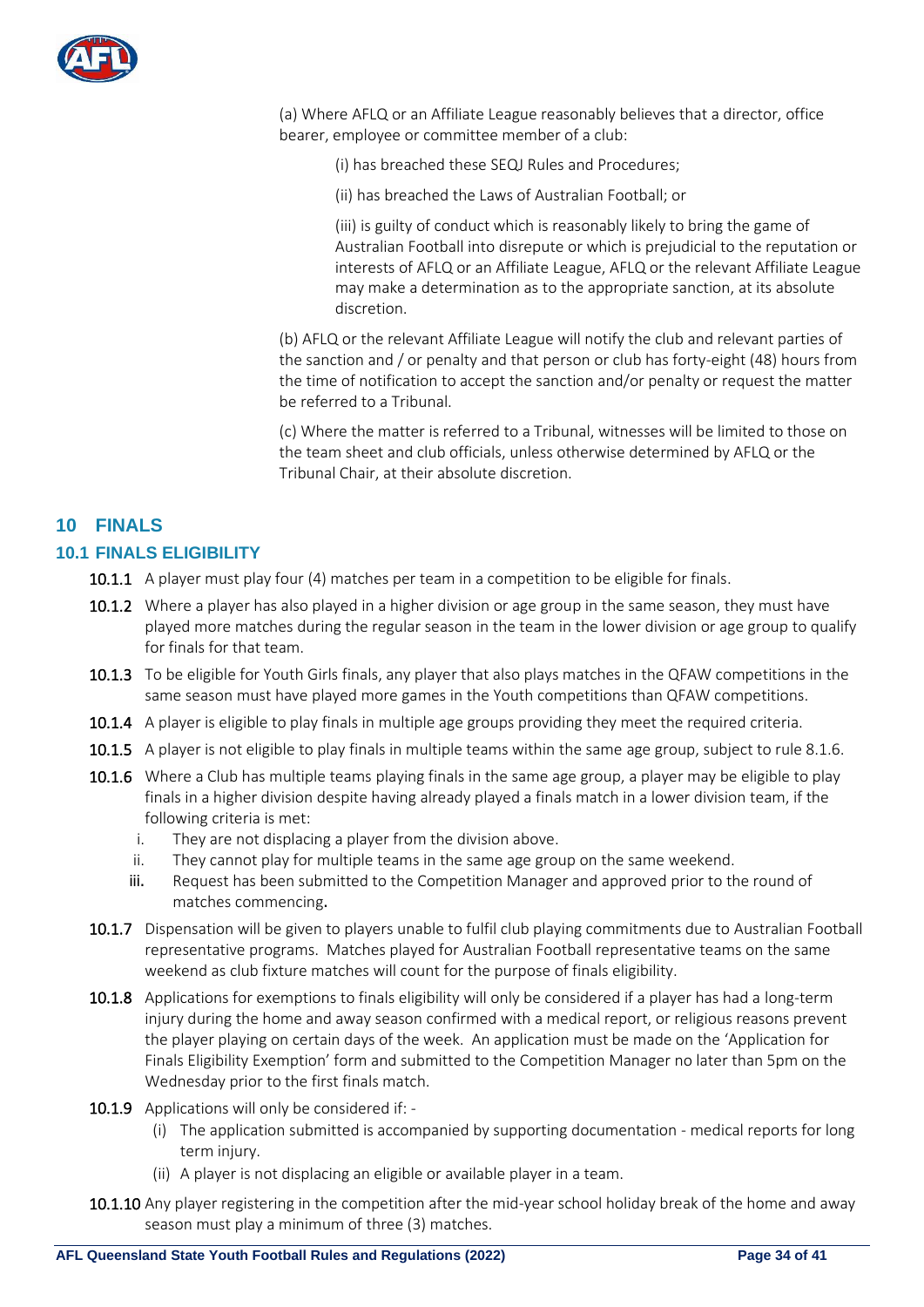(a) Where AFLQ or an Affiliate League reasonably believes that a director, office bearer, employee or committee member of a club:

(i) has breached these SEQJ Rules and Procedures;

(ii) has breached the Laws of Australian Football; or

(iii) is guilty of conduct which is reasonably likely to bring the game of Australian Football into disrepute or which is prejudicial to the reputation or interests of AFLQ or an Affiliate League, AFLQ or the relevant Affiliate League may make a determination as to the appropriate sanction, at its absolute discretion.

(b) AFLQ or the relevant Affiliate League will notify the club and relevant parties of the sanction and / or penalty and that person or club has forty-eight (48) hours from the time of notification to accept the sanction and/or penalty or request the matter be referred to a Tribunal.

(c) Where the matter is referred to a Tribunal, witnesses will be limited to those on the team sheet and club officials, unless otherwise determined by AFLQ or the Tribunal Chair, at their absolute discretion.

# 10 FINALS

## 10.1 FINALS ELIGIBILITY

**10.1.1** A player must play four (4) matches per team in a competition to be eligible for finals.

**10.1.2** Where a player has also played in a higher division or age group in the same season, they must have played more matches during the regular season in the team in the lower division or age group to qualify for finals for that team.

**10.1.3** To be eligible for Youth Girls finals, any player that also plays matches in the QFAW competitions in the same season must have played more games in the Youth competitions than QFAW competitions.

**10.1.4** A player is eligible to play finals in multiple age groups providing they meet the required criteria.

**10.1.5** A player is not eligible to play finals in multiple teams within the same age group, subject to rule 8.1.6.

**10.1.6** Where a Club has multiple teams playing finals in the same age group, a player may be eligible to play finals in a higher division despite having already played a finals match in a lower division team, if the following criteria is met:

i. They are not displacing a player from the division above.
ii. They cannot play for multiple teams in the same age group on the same weekend.
iii. Request has been submitted to the Competition Manager and approved prior to the round of matches commencing.

**10.1.7** Dispensation will be given to players unable to fulfil club playing commitments due to Australian Football representative programs. Matches played for Australian Football representative teams on the same weekend as club fixture matches will count for the purpose of finals eligibility.

**10.1.8** Applications for exemptions to finals eligibility will only be considered if a player has had a long-term injury during the home and away season confirmed with a medical report, or religious reasons prevent the player playing on certain days of the week. An application must be made on the 'Application for Finals Eligibility Exemption' form and submitted to the Competition Manager no later than 5pm on the Wednesday prior to the first finals match.

**10.1.9** Applications will only be considered if: -

(i) The application submitted is accompanied by supporting documentation - medical reports for long term injury.
(ii) A player is not displacing an eligible or available player in a team.

**10.1.10** Any player registering in the competition after the mid-year school holiday break of the home and away season must play a minimum of three (3) matches.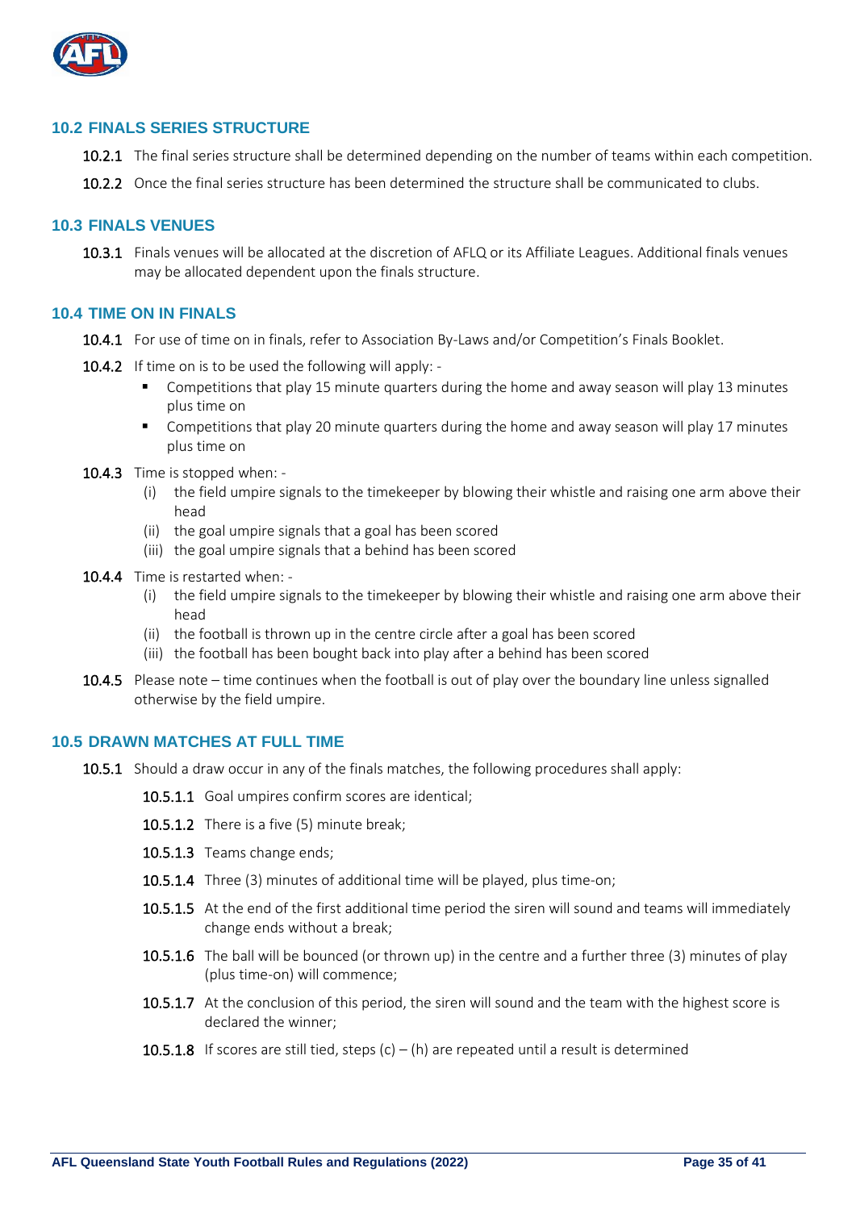## 10.2 FINALS SERIES STRUCTURE

**10.2.1** The final series structure shall be determined depending on the number of teams within each competition.

**10.2.2** Once the final series structure has been determined the structure shall be communicated to clubs.

## 10.3 FINALS VENUES

**10.3.1** Finals venues will be allocated at the discretion of AFLQ or its Affiliate Leagues. Additional finals venues may be allocated dependent upon the finals structure.

## 10.4 TIME ON IN FINALS

**10.4.1** For use of time on in finals, refer to Association By-Laws and/or Competition's Finals Booklet.

**10.4.2** If time on is to be used the following will apply: -

- Competitions that play 15 minute quarters during the home and away season will play 13 minutes plus time on
- Competitions that play 20 minute quarters during the home and away season will play 17 minutes plus time on

**10.4.3** Time is stopped when: -

(i) the field umpire signals to the timekeeper by blowing their whistle and raising one arm above their head
(ii) the goal umpire signals that a goal has been scored
(iii) the goal umpire signals that a behind has been scored

**10.4.4** Time is restarted when: -

(i) the field umpire signals to the timekeeper by blowing their whistle and raising one arm above their head
(ii) the football is thrown up in the centre circle after a goal has been scored
(iii) the football has been bought back into play after a behind has been scored

**10.4.5** Please note – time continues when the football is out of play over the boundary line unless signalled otherwise by the field umpire.

## 10.5 DRAWN MATCHES AT FULL TIME

**10.5.1** Should a draw occur in any of the finals matches, the following procedures shall apply:

**10.5.1.1** Goal umpires confirm scores are identical;

**10.5.1.2** There is a five (5) minute break;

**10.5.1.3** Teams change ends;

**10.5.1.4** Three (3) minutes of additional time will be played, plus time-on;

**10.5.1.5** At the end of the first additional time period the siren will sound and teams will immediately change ends without a break;

**10.5.1.6** The ball will be bounced (or thrown up) in the centre and a further three (3) minutes of play (plus time-on) will commence;

**10.5.1.7** At the conclusion of this period, the siren will sound and the team with the highest score is declared the winner;

**10.5.1.8** If scores are still tied, steps (c) – (h) are repeated until a result is determined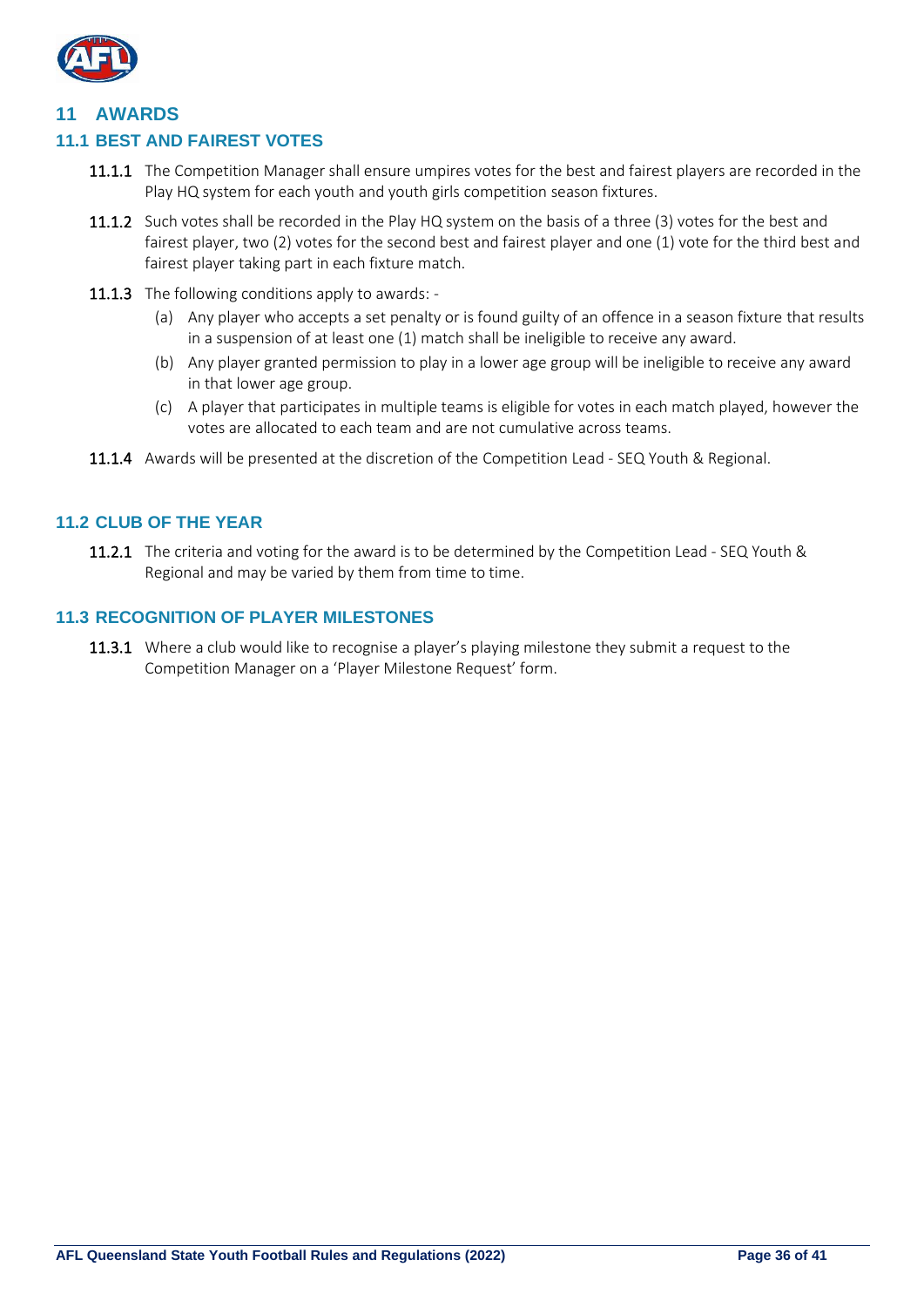# 11 AWARDS

## 11.1 BEST AND FAIREST VOTES

**11.1.1** The Competition Manager shall ensure umpires votes for the best and fairest players are recorded in the Play HQ system for each youth and youth girls competition season fixtures.

**11.1.2** Such votes shall be recorded in the Play HQ system on the basis of a three (3) votes for the best and fairest player, two (2) votes for the second best and fairest player and one (1) vote for the third best and fairest player taking part in each fixture match.

**11.1.3** The following conditions apply to awards: -

(a) Any player who accepts a set penalty or is found guilty of an offence in a season fixture that results in a suspension of at least one (1) match shall be ineligible to receive any award.

(b) Any player granted permission to play in a lower age group will be ineligible to receive any award in that lower age group.

(c) A player that participates in multiple teams is eligible for votes in each match played, however the votes are allocated to each team and are not cumulative across teams.

**11.1.4** Awards will be presented at the discretion of the Competition Lead - SEQ Youth & Regional.

## 11.2 CLUB OF THE YEAR

**11.2.1** The criteria and voting for the award is to be determined by the Competition Lead - SEQ Youth & Regional and may be varied by them from time to time.

## 11.3 RECOGNITION OF PLAYER MILESTONES

**11.3.1** Where a club would like to recognise a player's playing milestone they submit a request to the Competition Manager on a 'Player Milestone Request' form.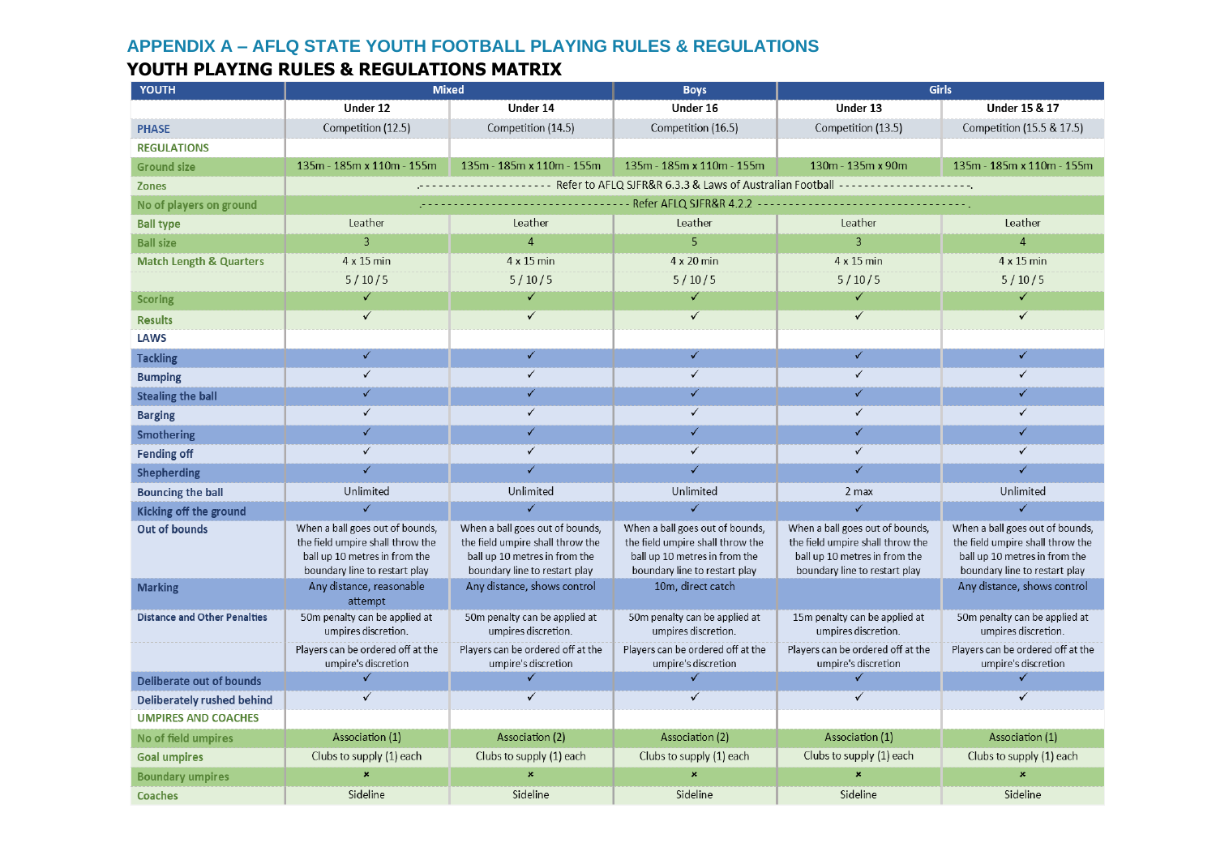## APPENDIX A – AFLQ STATE YOUTH FOOTBALL PLAYING RULES & REGULATIONS

# YOUTH PLAYING RULES & REGULATIONS MATRIX

| YOUTH | Mixed | | Boys | Girls | |
|---|---|---|---|---|---|
| | Under 12 | Under 14 | Under 16 | Under 13 | Under 15 & 17 |
| PHASE | Competition (12.5) | Competition (14.5) | Competition (16.5) | Competition (13.5) | Competition (15.5 & 17.5) |
| REGULATIONS | | | | | |
| Ground size | 135m - 185m x 110m - 155m | 135m - 185m x 110m - 155m | 135m - 185m x 110m - 155m | 130m - 135m x 90m | 135m - 185m x 110m - 155m |
| Zones | Refer to AFLQ SJFR&R 6.3.3 & Laws of Australian Football | | | | |
| No of players on ground | Refer AFLQ SJFR&R 4.2.2 | | | | |
| Ball type | Leather | Leather | Leather | Leather | Leather |
| Ball size | 3 | 4 | 5 | 3 | 4 |
| Match Length & Quarters | 4 x 15 min | 4 x 15 min | 4 x 20 min | 4 x 15 min | 4 x 15 min |
| | 5 / 10 / 5 | 5 / 10 / 5 | 5 / 10 / 5 | 5 / 10 / 5 | 5 / 10 / 5 |
| Scoring | ✓ | ✓ | ✓ | ✓ | ✓ |
| Results | ✓ | ✓ | ✓ | ✓ | ✓ |
| LAWS | | | | | |
| Tackling | ✓ | ✓ | ✓ | ✓ | ✓ |
| Bumping | ✓ | ✓ | ✓ | ✓ | ✓ |
| Stealing the ball | ✓ | ✓ | ✓ | ✓ | ✓ |
| Barging | ✓ | ✓ | ✓ | ✓ | ✓ |
| Smothering | ✓ | ✓ | ✓ | ✓ | ✓ |
| Fending off | ✓ | ✓ | ✓ | ✓ | ✓ |
| Shepherding | ✓ | ✓ | ✓ | ✓ | ✓ |
| Bouncing the ball | Unlimited | Unlimited | Unlimited | 2 max | Unlimited |
| Kicking off the ground | ✓ | ✓ | ✓ | ✓ | ✓ |
| Out of bounds | When a ball goes out of bounds, the field umpire shall throw the ball up 10 metres in from the boundary line to restart play | When a ball goes out of bounds, the field umpire shall throw the ball up 10 metres in from the boundary line to restart play | When a ball goes out of bounds, the field umpire shall throw the ball up 10 metres in from the boundary line to restart play | When a ball goes out of bounds, the field umpire shall throw the ball up 10 metres in from the boundary line to restart play | When a ball goes out of bounds, the field umpire shall throw the ball up 10 metres in from the boundary line to restart play |
| Marking | Any distance, reasonable attempt | Any distance, shows control | 10m, direct catch | | Any distance, shows control |
| Distance and Other Penalties | 50m penalty can be applied at umpires discretion. | 50m penalty can be applied at umpires discretion. | 50m penalty can be applied at umpires discretion. | 15m penalty can be applied at umpires discretion. | 50m penalty can be applied at umpires discretion. |
| | Players can be ordered off at the umpire's discretion | Players can be ordered off at the umpire's discretion | Players can be ordered off at the umpire's discretion | Players can be ordered off at the umpire's discretion | Players can be ordered off at the umpire's discretion |
| Deliberate out of bounds | ✓ | ✓ | ✓ | ✓ | ✓ |
| Deliberately rushed behind | ✓ | ✓ | ✓ | ✓ | ✓ |
| UMPIRES AND COACHES | | | | | |
| No of field umpires | Association (1) | Association (2) | Association (2) | Association (1) | Association (1) |
| Goal umpires | Clubs to supply (1) each | Clubs to supply (1) each | Clubs to supply (1) each | Clubs to supply (1) each | Clubs to supply (1) each |
| Boundary umpires | ✗ | ✗ | ✗ | ✗ | ✗ |
| Coaches | Sideline | Sideline | Sideline | Sideline | Sideline |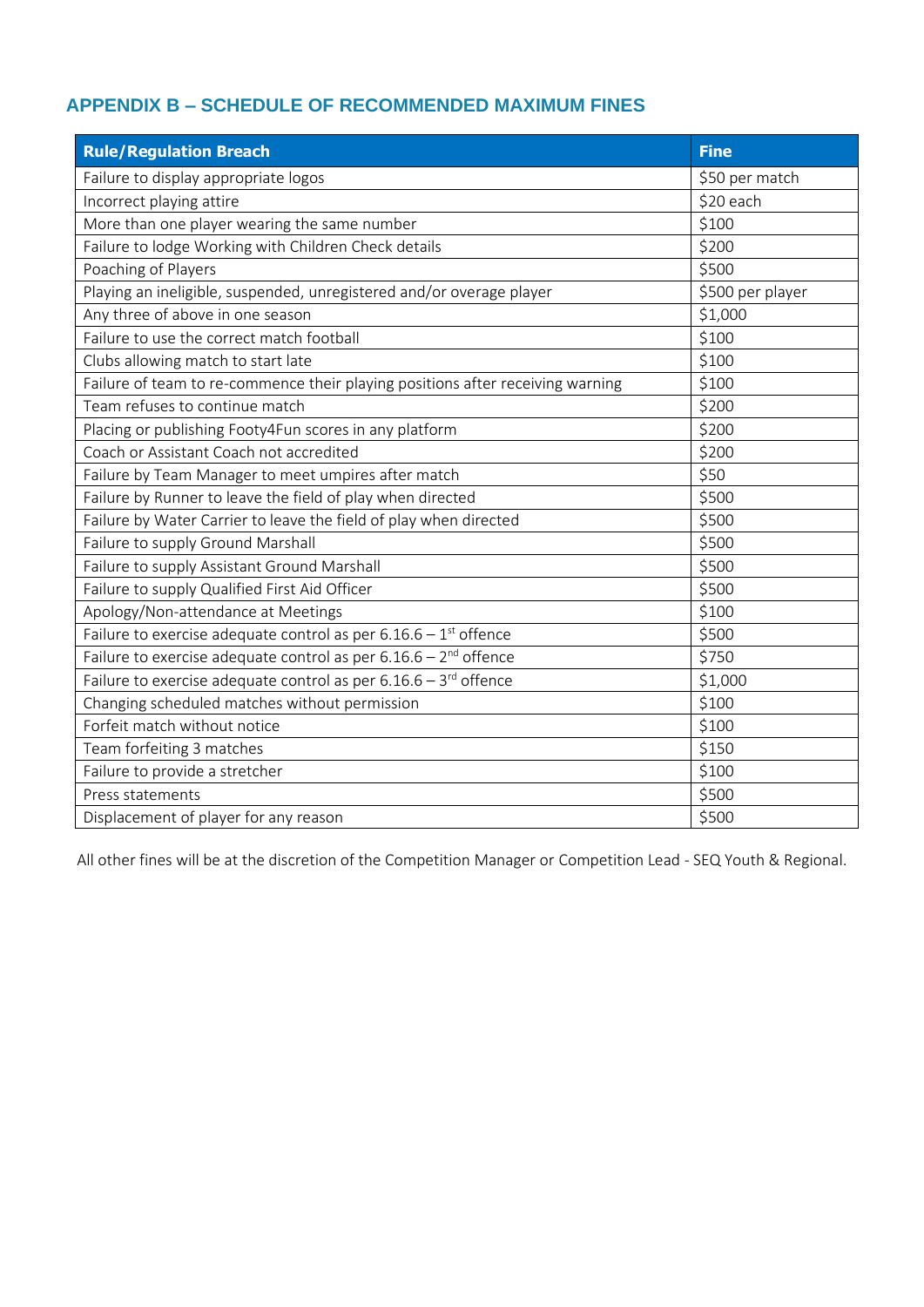## APPENDIX B – SCHEDULE OF RECOMMENDED MAXIMUM FINES

| Rule/Regulation Breach | Fine |
|---|---|
| Failure to display appropriate logos | \$50 per match |
| Incorrect playing attire | \$20 each |
| More than one player wearing the same number | \$100 |
| Failure to lodge Working with Children Check details | \$200 |
| Poaching of Players | \$500 |
| Playing an ineligible, suspended, unregistered and/or overage player | \$500 per player |
| Any three of above in one season | \$1,000 |
| Failure to use the correct match football | \$100 |
| Clubs allowing match to start late | \$100 |
| Failure of team to re-commence their playing positions after receiving warning | \$100 |
| Team refuses to continue match | \$200 |
| Placing or publishing Footy4Fun scores in any platform | \$200 |
| Coach or Assistant Coach not accredited | \$200 |
| Failure by Team Manager to meet umpires after match | \$50 |
| Failure by Runner to leave the field of play when directed | \$500 |
| Failure by Water Carrier to leave the field of play when directed | \$500 |
| Failure to supply Ground Marshall | \$500 |
| Failure to supply Assistant Ground Marshall | \$500 |
| Failure to supply Qualified First Aid Officer | \$500 |
| Apology/Non-attendance at Meetings | \$100 |
| Failure to exercise adequate control as per 6.16.6 – 1st offence | \$500 |
| Failure to exercise adequate control as per 6.16.6 – 2nd offence | \$750 |
| Failure to exercise adequate control as per 6.16.6 – 3rd offence | \$1,000 |
| Changing scheduled matches without permission | \$100 |
| Forfeit match without notice | \$100 |
| Team forfeiting 3 matches | \$150 |
| Failure to provide a stretcher | \$100 |
| Press statements | \$500 |
| Displacement of player for any reason | \$500 |

All other fines will be at the discretion of the Competition Manager or Competition Lead - SEQ Youth & Regional.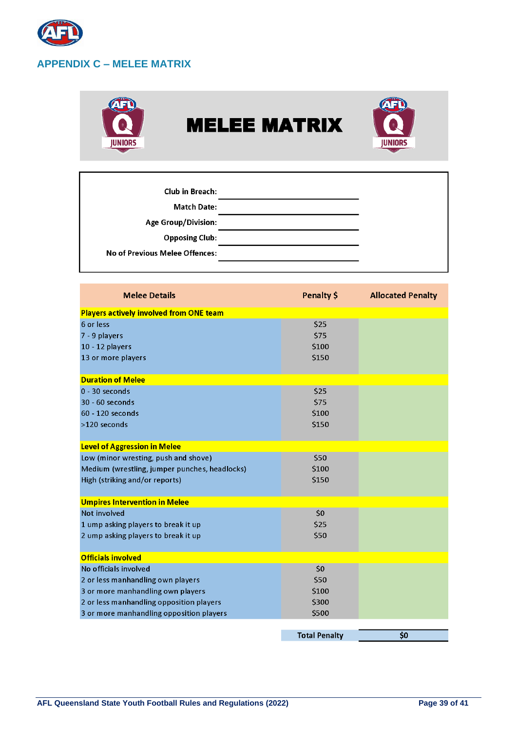## APPENDIX C – MELEE MATRIX

# MELEE MATRIX

Club in Breach: ____________________

Match Date: ____________________

Age Group/Division: ____________________

Opposing Club: ____________________

No of Previous Melee Offences: ____________________

| Melee Details | Penalty $ | Allocated Penalty |
|---|---|---|
| **Players actively involved from ONE team** | | |
| 6 or less | $25 | |
| 7 - 9 players | $75 | |
| 10 - 12 players | $100 | |
| 13 or more players | $150 | |
| **Duration of Melee** | | |
| 0 - 30 seconds | $25 | |
| 30 - 60 seconds | $75 | |
| 60 - 120 seconds | $100 | |
| >120 seconds | $150 | |
| **Level of Aggression in Melee** | | |
| Low (minor wresting, push and shove) | $50 | |
| Medium (wrestling, jumper punches, headlocks) | $100 | |
| High (striking and/or reports) | $150 | |
| **Umpires Intervention in Melee** | | |
| Not involved | $0 | |
| 1 ump asking players to break it up | $25 | |
| 2 ump asking players to break it up | $50 | |
| **Officials involved** | | |
| No officials involved | $0 | |
| 2 or less manhandling own players | $50 | |
| 3 or more manhandling own players | $100 | |
| 2 or less manhandling opposition players | $300 | |
| 3 or more manhandling opposition players | $500 | |
| | **Total Penalty** | **$0** |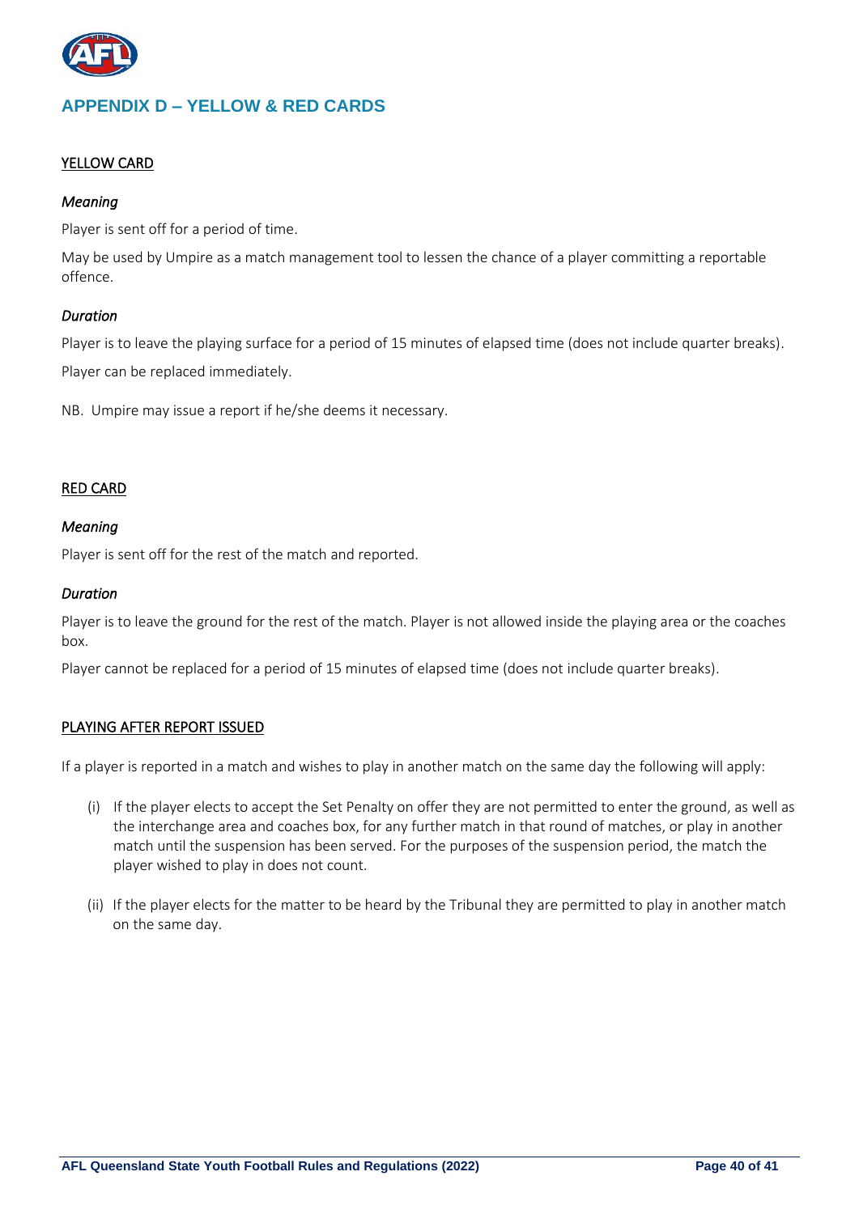## APPENDIX D – YELLOW & RED CARDS

### YELLOW CARD

*Meaning*

Player is sent off for a period of time.

May be used by Umpire as a match management tool to lessen the chance of a player committing a reportable offence.

*Duration*

Player is to leave the playing surface for a period of 15 minutes of elapsed time (does not include quarter breaks).

Player can be replaced immediately.

NB. Umpire may issue a report if he/she deems it necessary.

### RED CARD

*Meaning*

Player is sent off for the rest of the match and reported.

*Duration*

Player is to leave the ground for the rest of the match. Player is not allowed inside the playing area or the coaches box.

Player cannot be replaced for a period of 15 minutes of elapsed time (does not include quarter breaks).

### PLAYING AFTER REPORT ISSUED

If a player is reported in a match and wishes to play in another match on the same day the following will apply:

(i) If the player elects to accept the Set Penalty on offer they are not permitted to enter the ground, as well as the interchange area and coaches box, for any further match in that round of matches, or play in another match until the suspension has been served. For the purposes of the suspension period, the match the player wished to play in does not count.

(ii) If the player elects for the matter to be heard by the Tribunal they are permitted to play in another match on the same day.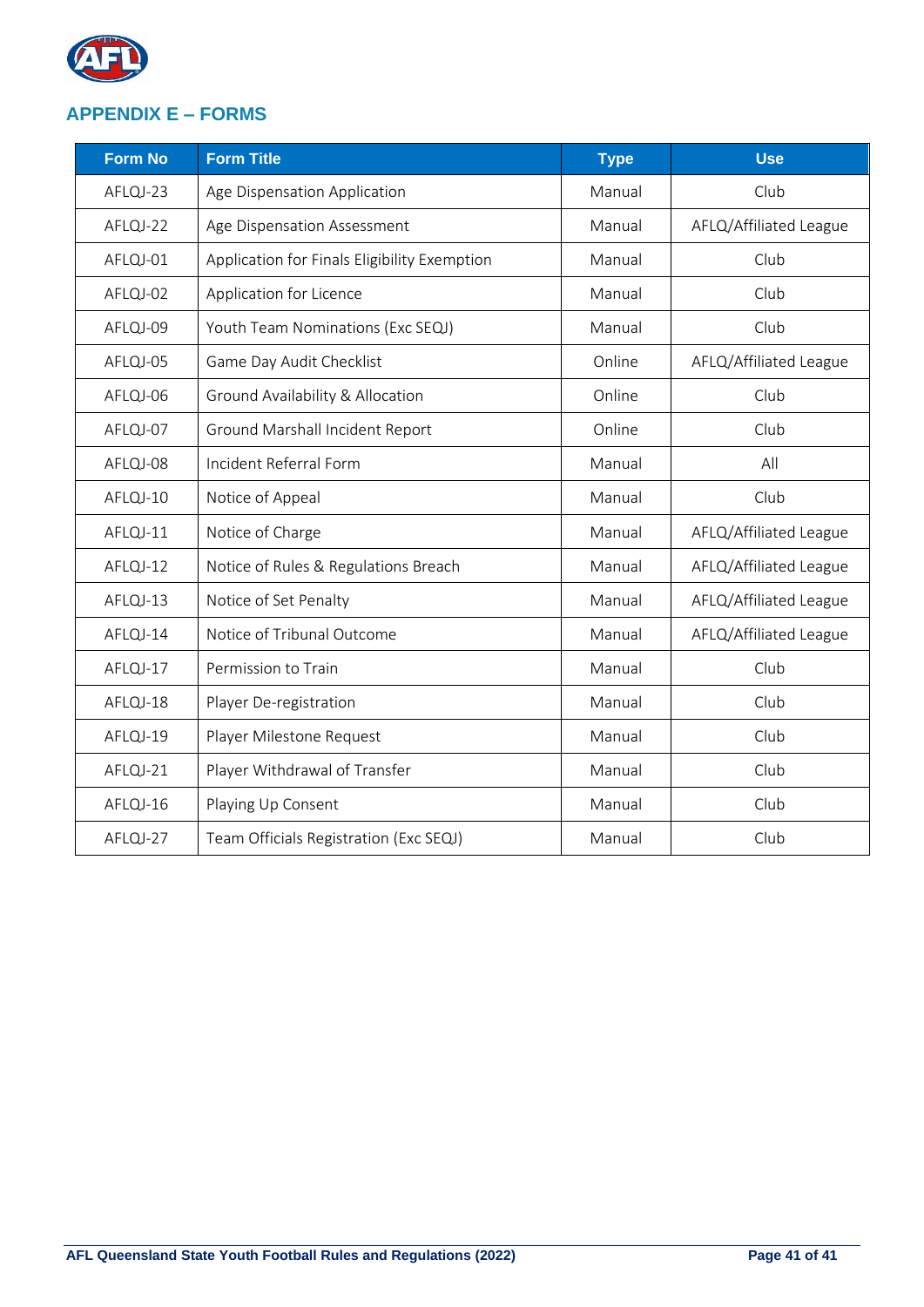## APPENDIX E – FORMS

| Form No | Form Title | Type | Use |
|---|---|---|---|
| AFLQJ-23 | Age Dispensation Application | Manual | Club |
| AFLQJ-22 | Age Dispensation Assessment | Manual | AFLQ/Affiliated League |
| AFLQJ-01 | Application for Finals Eligibility Exemption | Manual | Club |
| AFLQJ-02 | Application for Licence | Manual | Club |
| AFLQJ-09 | Youth Team Nominations (Exc SEQJ) | Manual | Club |
| AFLQJ-05 | Game Day Audit Checklist | Online | AFLQ/Affiliated League |
| AFLQJ-06 | Ground Availability & Allocation | Online | Club |
| AFLQJ-07 | Ground Marshall Incident Report | Online | Club |
| AFLQJ-08 | Incident Referral Form | Manual | All |
| AFLQJ-10 | Notice of Appeal | Manual | Club |
| AFLQJ-11 | Notice of Charge | Manual | AFLQ/Affiliated League |
| AFLQJ-12 | Notice of Rules & Regulations Breach | Manual | AFLQ/Affiliated League |
| AFLQJ-13 | Notice of Set Penalty | Manual | AFLQ/Affiliated League |
| AFLQJ-14 | Notice of Tribunal Outcome | Manual | AFLQ/Affiliated League |
| AFLQJ-17 | Permission to Train | Manual | Club |
| AFLQJ-18 | Player De-registration | Manual | Club |
| AFLQJ-19 | Player Milestone Request | Manual | Club |
| AFLQJ-21 | Player Withdrawal of Transfer | Manual | Club |
| AFLQJ-16 | Playing Up Consent | Manual | Club |
| AFLQJ-27 | Team Officials Registration (Exc SEQJ) | Manual | Club |